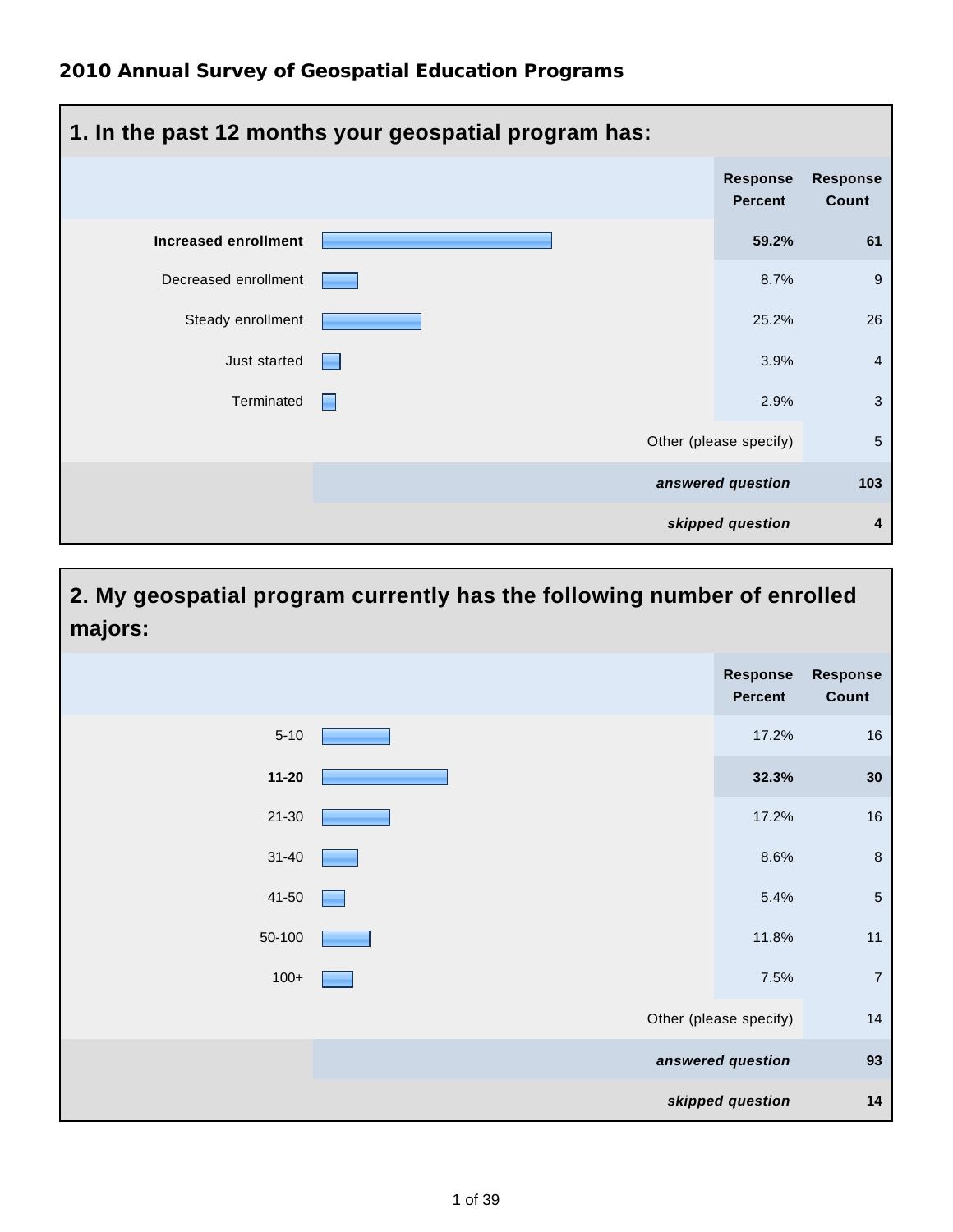## 2010 Annual Survey of Geospatial Education Programs

### 1. In the past 12 months your geospatial program has:

| | Response Percent | Response Count |
|---|---|---|
| **Increased enrollment** | **59.2%** | **61** |
| Decreased enrollment | 8.7% | 9 |
| Steady enrollment | 25.2% | 26 |
| Just started | 3.9% | 4 |
| Terminated | 2.9% | 3 |
| Other (please specify) | | 5 |
| ***answered question*** | | **103** |
| ***skipped question*** | | **4** |

### 2. My geospatial program currently has the following number of enrolled majors:

| | Response Percent | Response Count |
|---|---|---|
| 5-10 | 17.2% | 16 |
| **11-20** | **32.3%** | **30** |
| 21-30 | 17.2% | 16 |
| 31-40 | 8.6% | 8 |
| 41-50 | 5.4% | 5 |
| 50-100 | 11.8% | 11 |
| 100+ | 7.5% | 7 |
| Other (please specify) | | 14 |
| ***answered question*** | | **93** |
| ***skipped question*** | | **14** |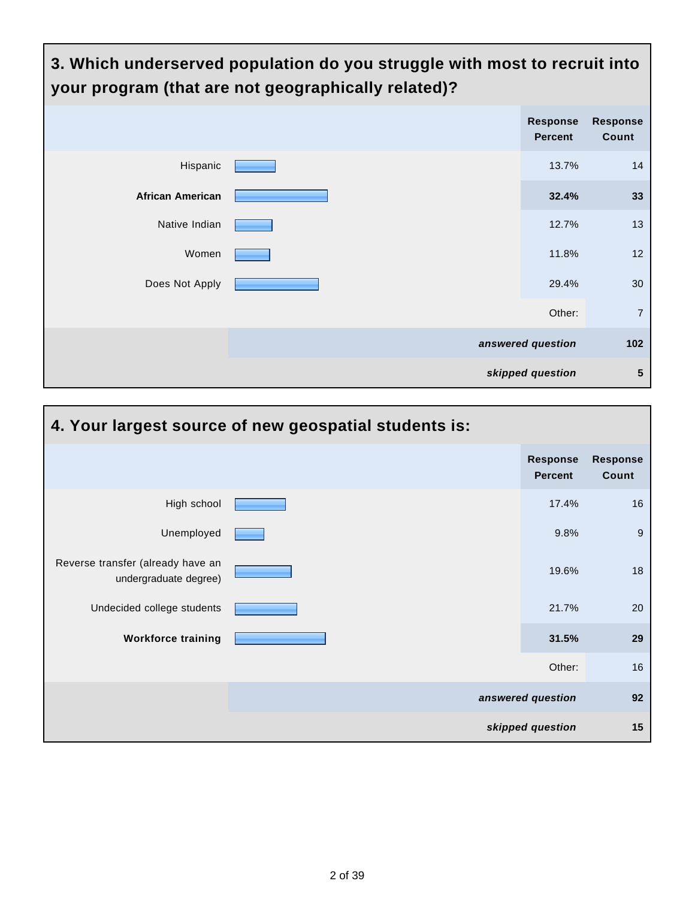## 3. Which underserved population do you struggle with most to recruit into your program (that are not geographically related)?

| | Response Percent | Response Count |
|---|---|---|
| Hispanic | 13.7% | 14 |
| **African American** | **32.4%** | **33** |
| Native Indian | 12.7% | 13 |
| Women | 11.8% | 12 |
| Does Not Apply | 29.4% | 30 |
| | Other: | 7 |
| | ***answered question*** | **102** |
| | ***skipped question*** | **5** |

## 4. Your largest source of new geospatial students is:

| | Response Percent | Response Count |
|---|---|---|
| High school | 17.4% | 16 |
| Unemployed | 9.8% | 9 |
| Reverse transfer (already have an undergraduate degree) | 19.6% | 18 |
| Undecided college students | 21.7% | 20 |
| **Workforce training** | **31.5%** | **29** |
| | Other: | 16 |
| | ***answered question*** | **92** |
| | ***skipped question*** | **15** |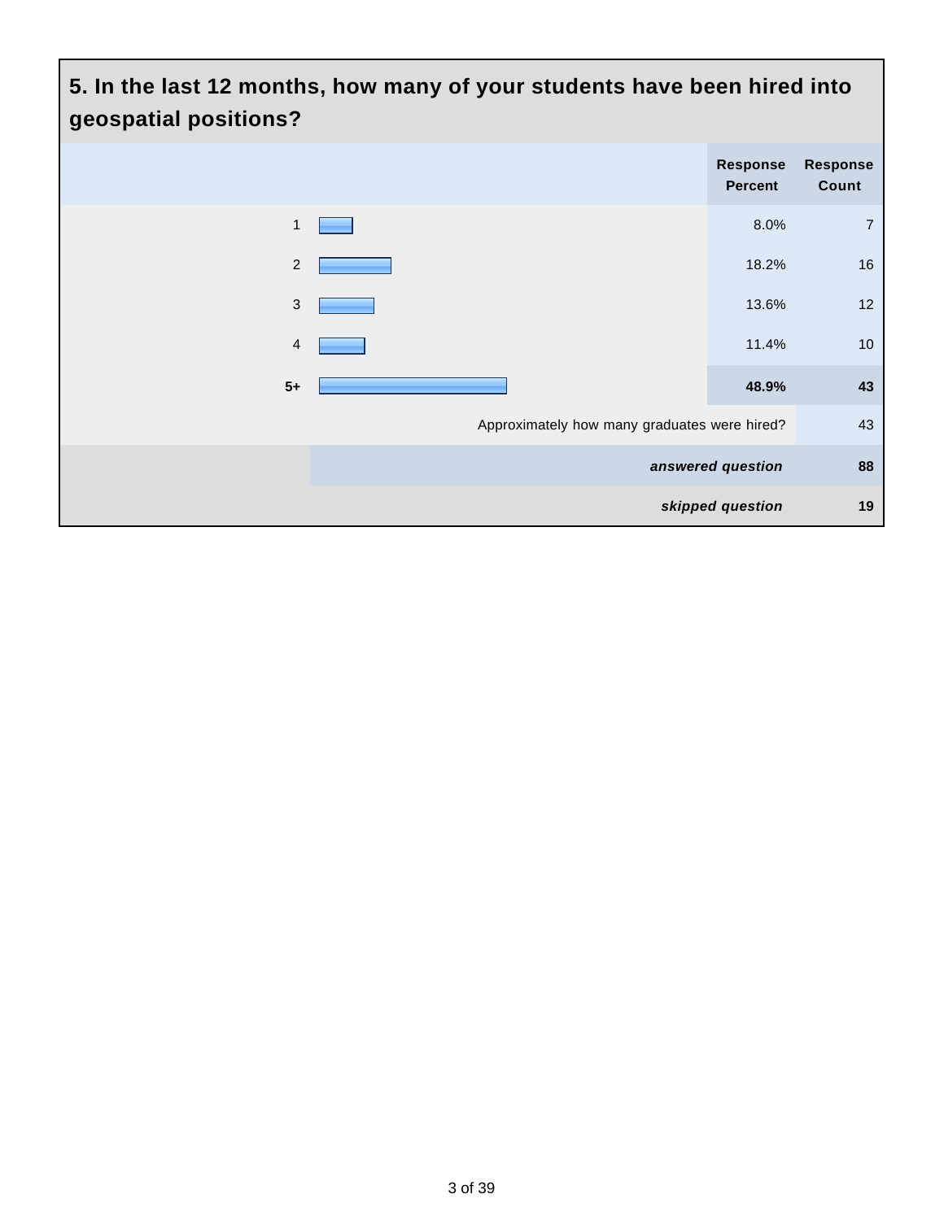## 5. In the last 12 months, how many of your students have been hired into geospatial positions?

| | Response Percent | Response Count |
|---|---|---|
| 1 | 8.0% | 7 |
| 2 | 18.2% | 16 |
| 3 | 13.6% | 12 |
| 4 | 11.4% | 10 |
| **5+** | **48.9%** | **43** |
| Approximately how many graduates were hired? | | 43 |
| ***answered question*** | | **88** |
| ***skipped question*** | | **19** |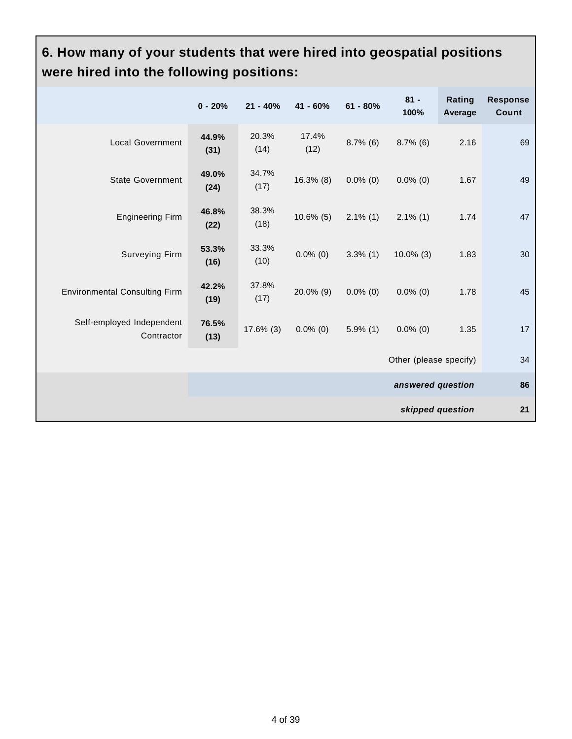## 6. How many of your students that were hired into geospatial positions were hired into the following positions:

| | 0 - 20% | 21 - 40% | 41 - 60% | 61 - 80% | 81 - 100% | Rating Average | Response Count |
|---|---|---|---|---|---|---|---|
| Local Government | **44.9% (31)** | 20.3% (14) | 17.4% (12) | 8.7% (6) | 8.7% (6) | 2.16 | 69 |
| State Government | **49.0% (24)** | 34.7% (17) | 16.3% (8) | 0.0% (0) | 0.0% (0) | 1.67 | 49 |
| Engineering Firm | **46.8% (22)** | 38.3% (18) | 10.6% (5) | 2.1% (1) | 2.1% (1) | 1.74 | 47 |
| Surveying Firm | **53.3% (16)** | 33.3% (10) | 0.0% (0) | 3.3% (1) | 10.0% (3) | 1.83 | 30 |
| Environmental Consulting Firm | **42.2% (19)** | 37.8% (17) | 20.0% (9) | 0.0% (0) | 0.0% (0) | 1.78 | 45 |
| Self-employed Independent Contractor | **76.5% (13)** | 17.6% (3) | 0.0% (0) | 5.9% (1) | 0.0% (0) | 1.35 | 17 |
| | | | | | | Other (please specify) | 34 |
| | | | | | | ***answered question*** | **86** |
| | | | | | | ***skipped question*** | **21** |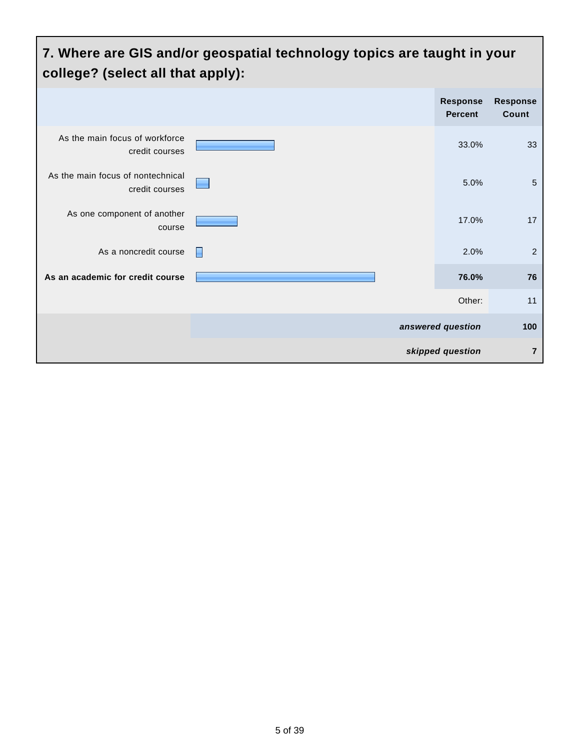## 7. Where are GIS and/or geospatial technology topics are taught in your college? (select all that apply):

| | Response Percent | Response Count |
|---|---|---|
| As the main focus of workforce credit courses | 33.0% | 33 |
| As the main focus of nontechnical credit courses | 5.0% | 5 |
| As one component of another course | 17.0% | 17 |
| As a noncredit course | 2.0% | 2 |
| **As an academic for credit course** | **76.0%** | **76** |
| | Other: | 11 |
| | *answered question* | **100** |
| | *skipped question* | **7** |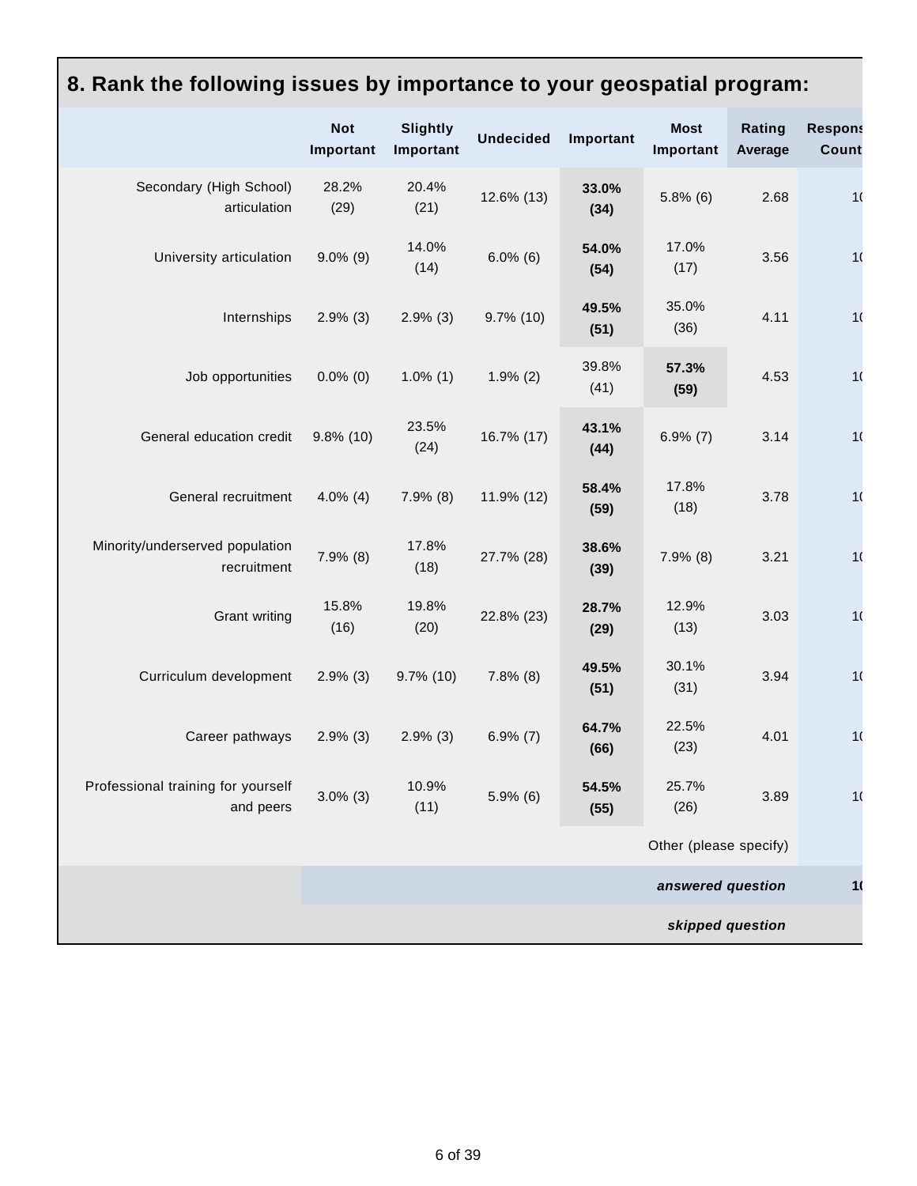## 8. Rank the following issues by importance to your geospatial program:

| | Not Important | Slightly Important | Undecided | Important | Most Important | Rating Average | Respons Count |
|---|---|---|---|---|---|---|---|
| Secondary (High School) articulation | 28.2% (29) | 20.4% (21) | 12.6% (13) | **33.0% (34)** | 5.8% (6) | 2.68 | 1( |
| University articulation | 9.0% (9) | 14.0% (14) | 6.0% (6) | **54.0% (54)** | 17.0% (17) | 3.56 | 1( |
| Internships | 2.9% (3) | 2.9% (3) | 9.7% (10) | **49.5% (51)** | 35.0% (36) | 4.11 | 1( |
| Job opportunities | 0.0% (0) | 1.0% (1) | 1.9% (2) | 39.8% (41) | **57.3% (59)** | 4.53 | 1( |
| General education credit | 9.8% (10) | 23.5% (24) | 16.7% (17) | **43.1% (44)** | 6.9% (7) | 3.14 | 1( |
| General recruitment | 4.0% (4) | 7.9% (8) | 11.9% (12) | **58.4% (59)** | 17.8% (18) | 3.78 | 1( |
| Minority/underserved population recruitment | 7.9% (8) | 17.8% (18) | 27.7% (28) | **38.6% (39)** | 7.9% (8) | 3.21 | 1( |
| Grant writing | 15.8% (16) | 19.8% (20) | 22.8% (23) | **28.7% (29)** | 12.9% (13) | 3.03 | 1( |
| Curriculum development | 2.9% (3) | 9.7% (10) | 7.8% (8) | **49.5% (51)** | 30.1% (31) | 3.94 | 1( |
| Career pathways | 2.9% (3) | 2.9% (3) | 6.9% (7) | **64.7% (66)** | 22.5% (23) | 4.01 | 1( |
| Professional training for yourself and peers | 3.0% (3) | 10.9% (11) | 5.9% (6) | **54.5% (55)** | 25.7% (26) | 3.89 | 1( |
| | | | | | Other (please specify) | | |
| | | | | | *answered question* | | **1(** |
| | | | | | *skipped question* | | |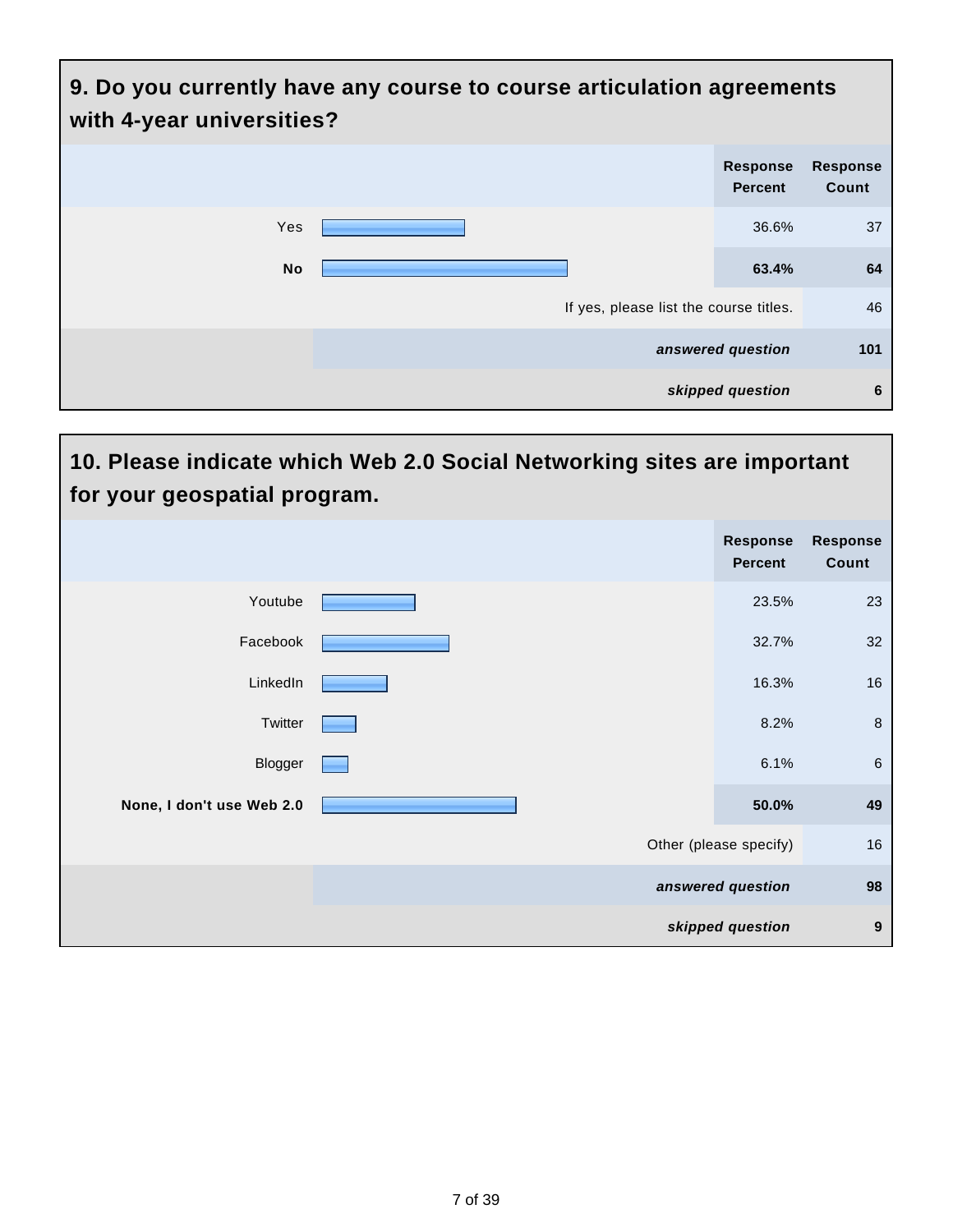## 9. Do you currently have any course to course articulation agreements with 4-year universities?

| | Response Percent | Response Count |
|---|---|---|
| Yes | 36.6% | 37 |
| **No** | **63.4%** | **64** |
| If yes, please list the course titles. | | 46 |
| ***answered question*** | | **101** |
| ***skipped question*** | | **6** |

## 10. Please indicate which Web 2.0 Social Networking sites are important for your geospatial program.

| | Response Percent | Response Count |
|---|---|---|
| Youtube | 23.5% | 23 |
| Facebook | 32.7% | 32 |
| LinkedIn | 16.3% | 16 |
| Twitter | 8.2% | 8 |
| Blogger | 6.1% | 6 |
| **None, I don't use Web 2.0** | **50.0%** | **49** |
| Other (please specify) | | 16 |
| ***answered question*** | | **98** |
| ***skipped question*** | | **9** |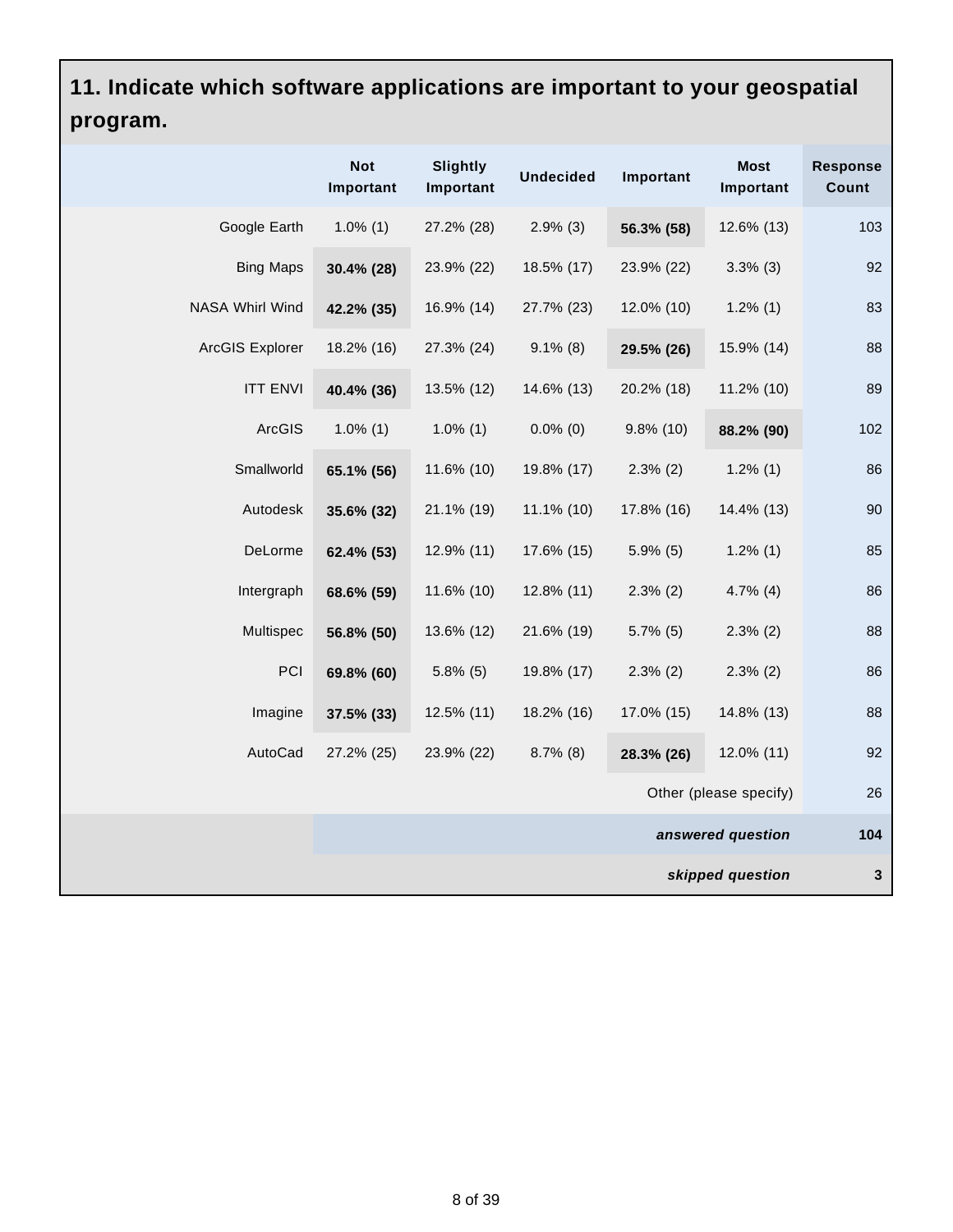## 11. Indicate which software applications are important to your geospatial program.

| | Not Important | Slightly Important | Undecided | Important | Most Important | Response Count |
|---|---|---|---|---|---|---|
| Google Earth | 1.0% (1) | 27.2% (28) | 2.9% (3) | **56.3% (58)** | 12.6% (13) | 103 |
| Bing Maps | **30.4% (28)** | 23.9% (22) | 18.5% (17) | 23.9% (22) | 3.3% (3) | 92 |
| NASA Whirl Wind | **42.2% (35)** | 16.9% (14) | 27.7% (23) | 12.0% (10) | 1.2% (1) | 83 |
| ArcGIS Explorer | 18.2% (16) | 27.3% (24) | 9.1% (8) | **29.5% (26)** | 15.9% (14) | 88 |
| ITT ENVI | **40.4% (36)** | 13.5% (12) | 14.6% (13) | 20.2% (18) | 11.2% (10) | 89 |
| ArcGIS | 1.0% (1) | 1.0% (1) | 0.0% (0) | 9.8% (10) | **88.2% (90)** | 102 |
| Smallworld | **65.1% (56)** | 11.6% (10) | 19.8% (17) | 2.3% (2) | 1.2% (1) | 86 |
| Autodesk | **35.6% (32)** | 21.1% (19) | 11.1% (10) | 17.8% (16) | 14.4% (13) | 90 |
| DeLorme | **62.4% (53)** | 12.9% (11) | 17.6% (15) | 5.9% (5) | 1.2% (1) | 85 |
| Intergraph | **68.6% (59)** | 11.6% (10) | 12.8% (11) | 2.3% (2) | 4.7% (4) | 86 |
| Multispec | **56.8% (50)** | 13.6% (12) | 21.6% (19) | 5.7% (5) | 2.3% (2) | 88 |
| PCI | **69.8% (60)** | 5.8% (5) | 19.8% (17) | 2.3% (2) | 2.3% (2) | 86 |
| Imagine | **37.5% (33)** | 12.5% (11) | 18.2% (16) | 17.0% (15) | 14.8% (13) | 88 |
| AutoCad | 27.2% (25) | 23.9% (22) | 8.7% (8) | **28.3% (26)** | 12.0% (11) | 92 |
| | | | | | Other (please specify) | 26 |
| | | | | | ***answered question*** | **104** |
| | | | | | ***skipped question*** | **3** |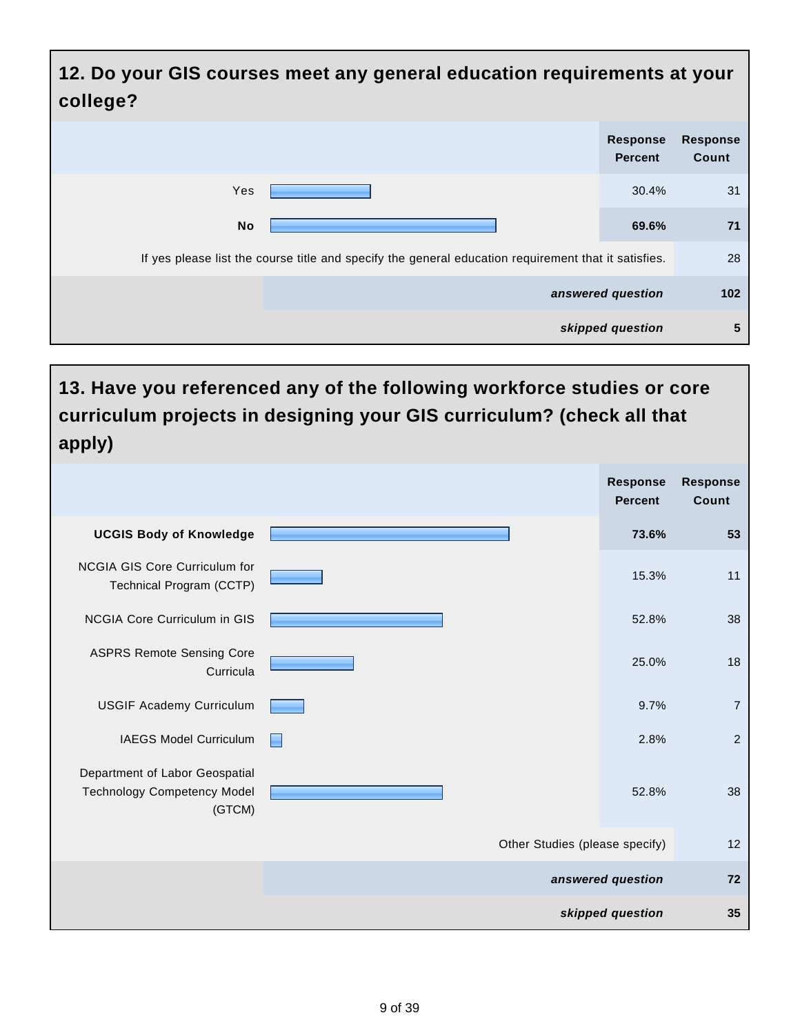## 12. Do your GIS courses meet any general education requirements at your college?

| | Response Percent | Response Count |
|---|---|---|
| Yes | 30.4% | 31 |
| **No** | **69.6%** | **71** |
| If yes please list the course title and specify the general education requirement that it satisfies. | | 28 |
| | ***answered question*** | **102** |
| | ***skipped question*** | **5** |

## 13. Have you referenced any of the following workforce studies or core curriculum projects in designing your GIS curriculum? (check all that apply)

| | Response Percent | Response Count |
|---|---|---|
| **UCGIS Body of Knowledge** | **73.6%** | **53** |
| NCGIA GIS Core Curriculum for Technical Program (CCTP) | 15.3% | 11 |
| NCGIA Core Curriculum in GIS | 52.8% | 38 |
| ASPRS Remote Sensing Core Curricula | 25.0% | 18 |
| USGIF Academy Curriculum | 9.7% | 7 |
| IAEGS Model Curriculum | 2.8% | 2 |
| Department of Labor Geospatial Technology Competency Model (GTCM) | 52.8% | 38 |
| Other Studies (please specify) | | 12 |
| | ***answered question*** | **72** |
| | ***skipped question*** | **35** |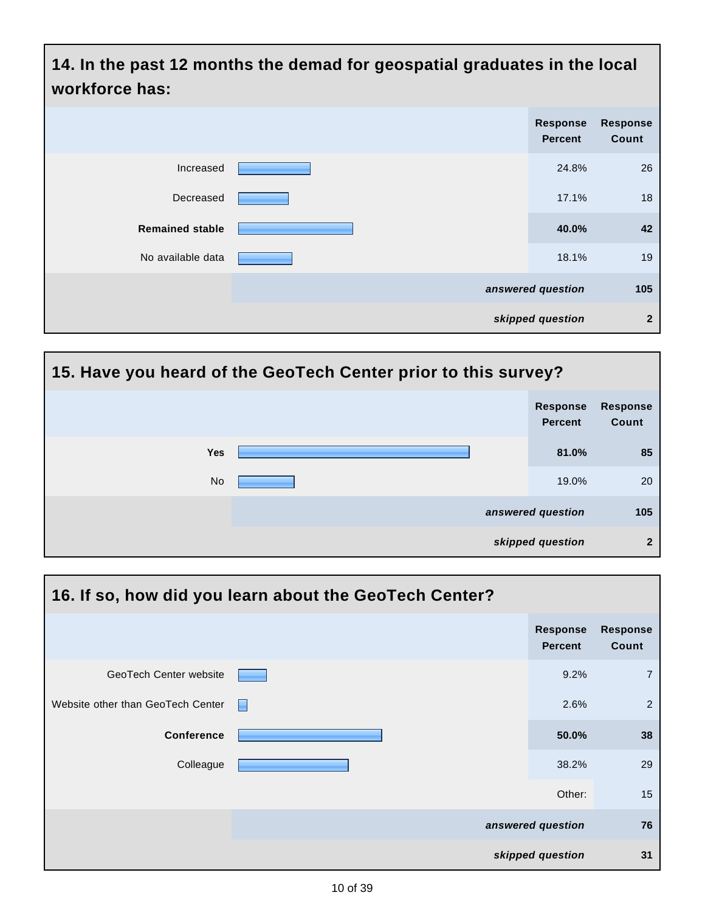## 14. In the past 12 months the demad for geospatial graduates in the local workforce has:

| | Response Percent | Response Count |
|---|---|---|
| Increased | 24.8% | 26 |
| Decreased | 17.1% | 18 |
| **Remained stable** | **40.0%** | **42** |
| No available data | 18.1% | 19 |
| | *answered question* | 105 |
| | *skipped question* | 2 |

## 15. Have you heard of the GeoTech Center prior to this survey?

| | Response Percent | Response Count |
|---|---|---|
| **Yes** | **81.0%** | **85** |
| No | 19.0% | 20 |
| | *answered question* | 105 |
| | *skipped question* | 2 |

## 16. If so, how did you learn about the GeoTech Center?

| | Response Percent | Response Count |
|---|---|---|
| GeoTech Center website | 9.2% | 7 |
| Website other than GeoTech Center | 2.6% | 2 |
| **Conference** | **50.0%** | **38** |
| Colleague | 38.2% | 29 |
| | Other: | 15 |
| | *answered question* | 76 |
| | *skipped question* | 31 |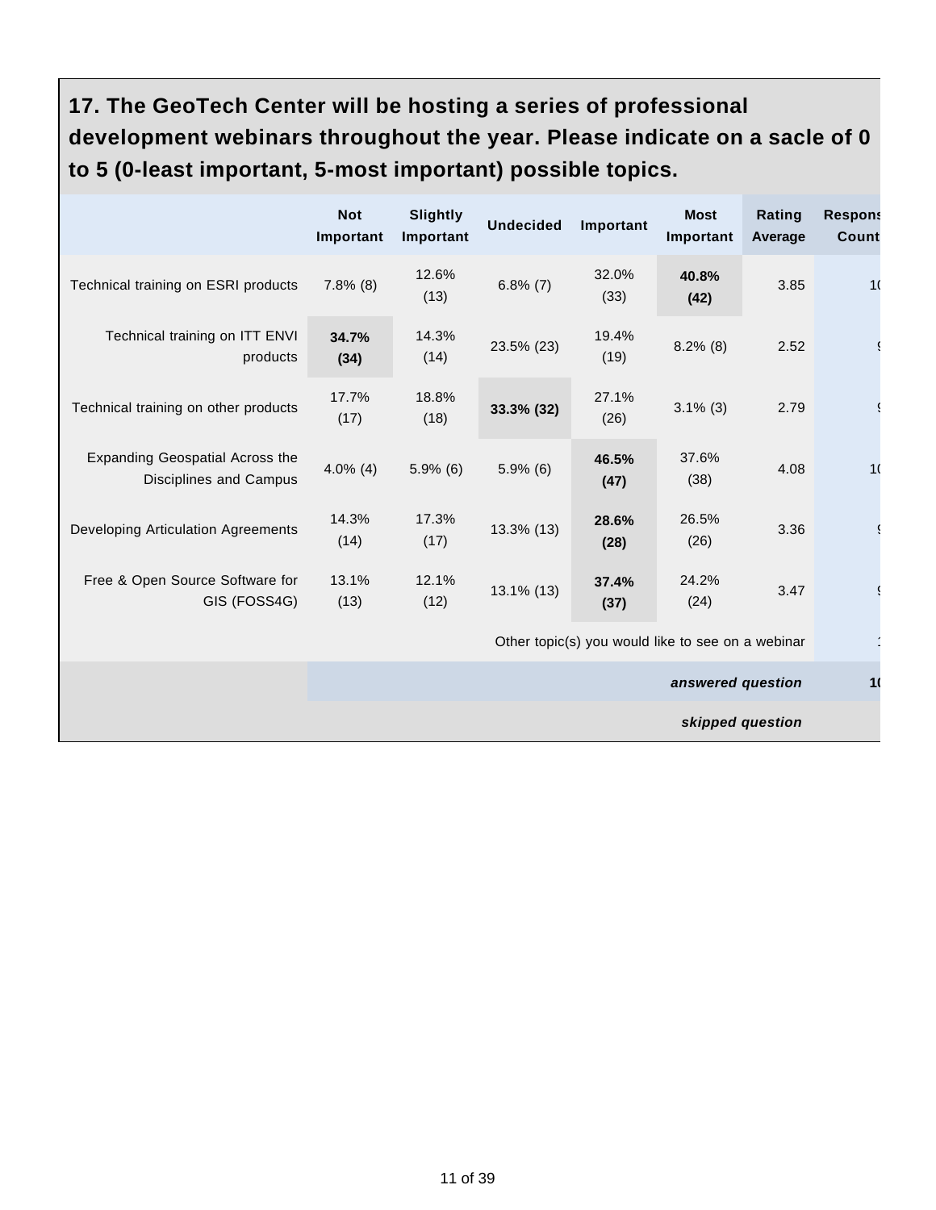## 17. The GeoTech Center will be hosting a series of professional development webinars throughout the year. Please indicate on a sacle of 0 to 5 (0-least important, 5-most important) possible topics.

| | Not Important | Slightly Important | Undecided | Important | Most Important | Rating Average | Respons Count |
|---|---|---|---|---|---|---|---|
| Technical training on ESRI products | 7.8% (8) | 12.6% (13) | 6.8% (7) | 32.0% (33) | **40.8% (42)** | 3.85 | 1( |
| Technical training on ITT ENVI products | **34.7% (34)** | 14.3% (14) | 23.5% (23) | 19.4% (19) | 8.2% (8) | 2.52 | ( |
| Technical training on other products | 17.7% (17) | 18.8% (18) | **33.3% (32)** | 27.1% (26) | 3.1% (3) | 2.79 | ( |
| Expanding Geospatial Across the Disciplines and Campus | 4.0% (4) | 5.9% (6) | 5.9% (6) | **46.5% (47)** | 37.6% (38) | 4.08 | 1( |
| Developing Articulation Agreements | 14.3% (14) | 17.3% (17) | 13.3% (13) | **28.6% (28)** | 26.5% (26) | 3.36 | ( |
| Free & Open Source Software for GIS (FOSS4G) | 13.1% (13) | 12.1% (12) | 13.1% (13) | **37.4% (37)** | 24.2% (24) | 3.47 | ( |
| | | | Other topic(s) you would like to see on a webinar | | | | |
| | | | | | | *answered question* | **1(** |
| | | | | | | *skipped question* | |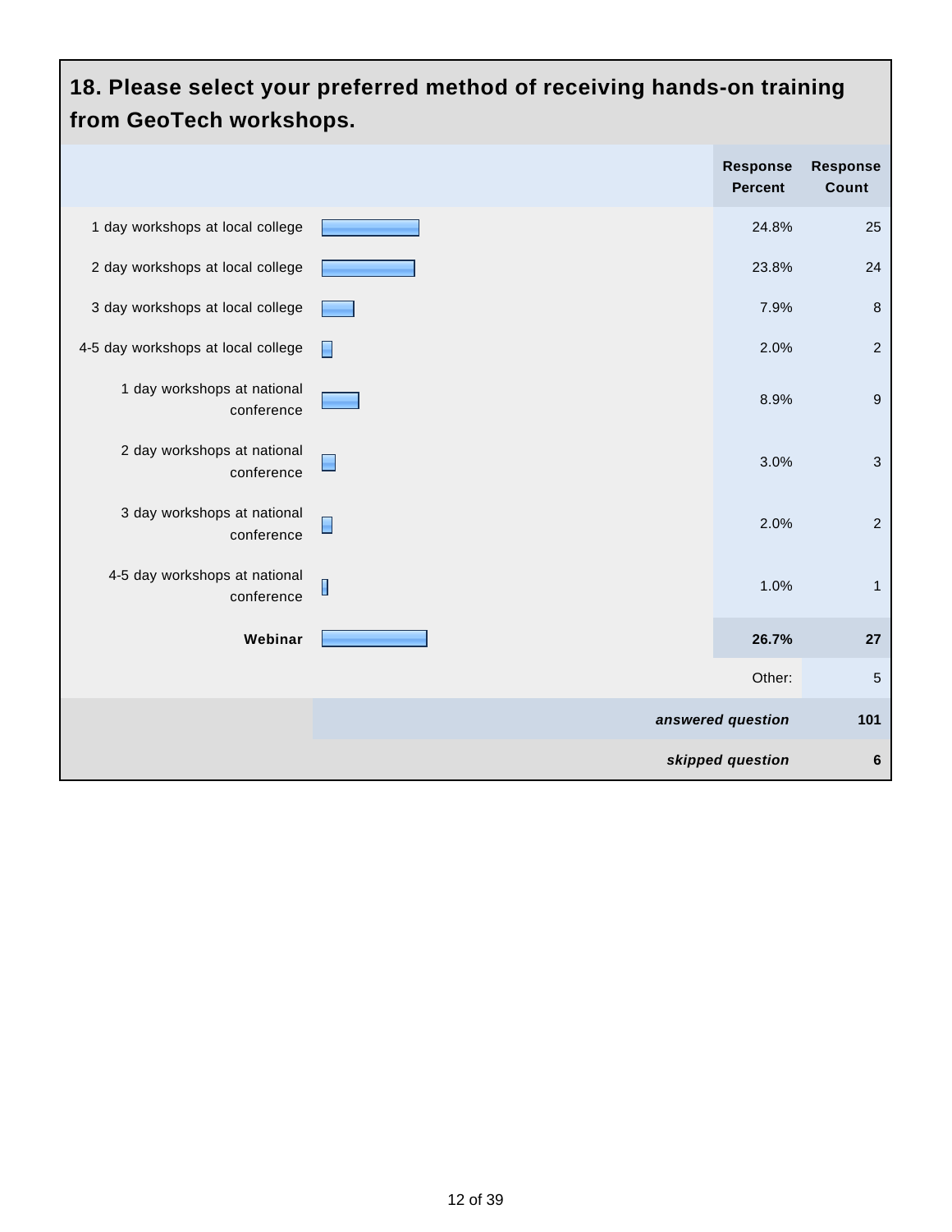## 18. Please select your preferred method of receiving hands-on training from GeoTech workshops.

| | Response Percent | Response Count |
|---|---|---|
| 1 day workshops at local college | 24.8% | 25 |
| 2 day workshops at local college | 23.8% | 24 |
| 3 day workshops at local college | 7.9% | 8 |
| 4-5 day workshops at local college | 2.0% | 2 |
| 1 day workshops at national conference | 8.9% | 9 |
| 2 day workshops at national conference | 3.0% | 3 |
| 3 day workshops at national conference | 2.0% | 2 |
| 4-5 day workshops at national conference | 1.0% | 1 |
| **Webinar** | **26.7%** | **27** |
| | Other: | 5 |
| | ***answered question*** | **101** |
| | ***skipped question*** | **6** |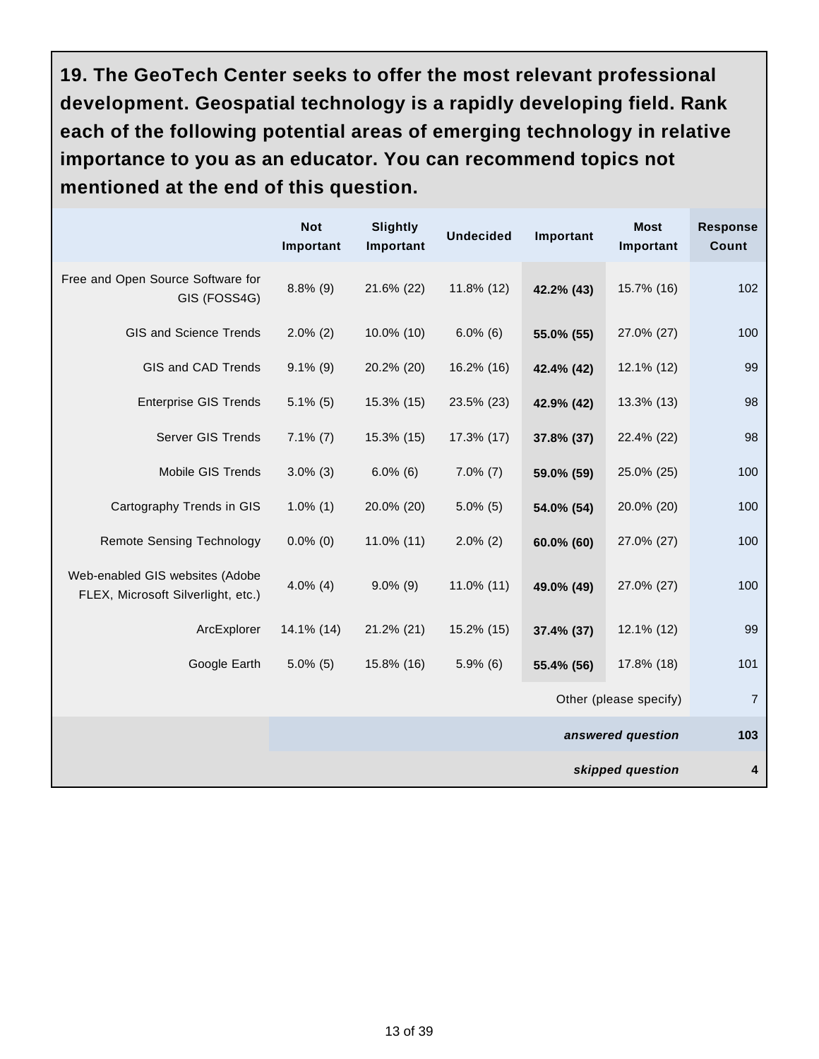**19. The GeoTech Center seeks to offer the most relevant professional development. Geospatial technology is a rapidly developing field. Rank each of the following potential areas of emerging technology in relative importance to you as an educator. You can recommend topics not mentioned at the end of this question.**

| | Not Important | Slightly Important | Undecided | Important | Most Important | Response Count |
|---|---|---|---|---|---|---|
| Free and Open Source Software for GIS (FOSS4G) | 8.8% (9) | 21.6% (22) | 11.8% (12) | **42.2% (43)** | 15.7% (16) | 102 |
| GIS and Science Trends | 2.0% (2) | 10.0% (10) | 6.0% (6) | **55.0% (55)** | 27.0% (27) | 100 |
| GIS and CAD Trends | 9.1% (9) | 20.2% (20) | 16.2% (16) | **42.4% (42)** | 12.1% (12) | 99 |
| Enterprise GIS Trends | 5.1% (5) | 15.3% (15) | 23.5% (23) | **42.9% (42)** | 13.3% (13) | 98 |
| Server GIS Trends | 7.1% (7) | 15.3% (15) | 17.3% (17) | **37.8% (37)** | 22.4% (22) | 98 |
| Mobile GIS Trends | 3.0% (3) | 6.0% (6) | 7.0% (7) | **59.0% (59)** | 25.0% (25) | 100 |
| Cartography Trends in GIS | 1.0% (1) | 20.0% (20) | 5.0% (5) | **54.0% (54)** | 20.0% (20) | 100 |
| Remote Sensing Technology | 0.0% (0) | 11.0% (11) | 2.0% (2) | **60.0% (60)** | 27.0% (27) | 100 |
| Web-enabled GIS websites (Adobe FLEX, Microsoft Silverlight, etc.) | 4.0% (4) | 9.0% (9) | 11.0% (11) | **49.0% (49)** | 27.0% (27) | 100 |
| ArcExplorer | 14.1% (14) | 21.2% (21) | 15.2% (15) | **37.4% (37)** | 12.1% (12) | 99 |
| Google Earth | 5.0% (5) | 15.8% (16) | 5.9% (6) | **55.4% (56)** | 17.8% (18) | 101 |
| | | | | | Other (please specify) | 7 |
| | | | | | ***answered question*** | **103** |
| | | | | | ***skipped question*** | **4** |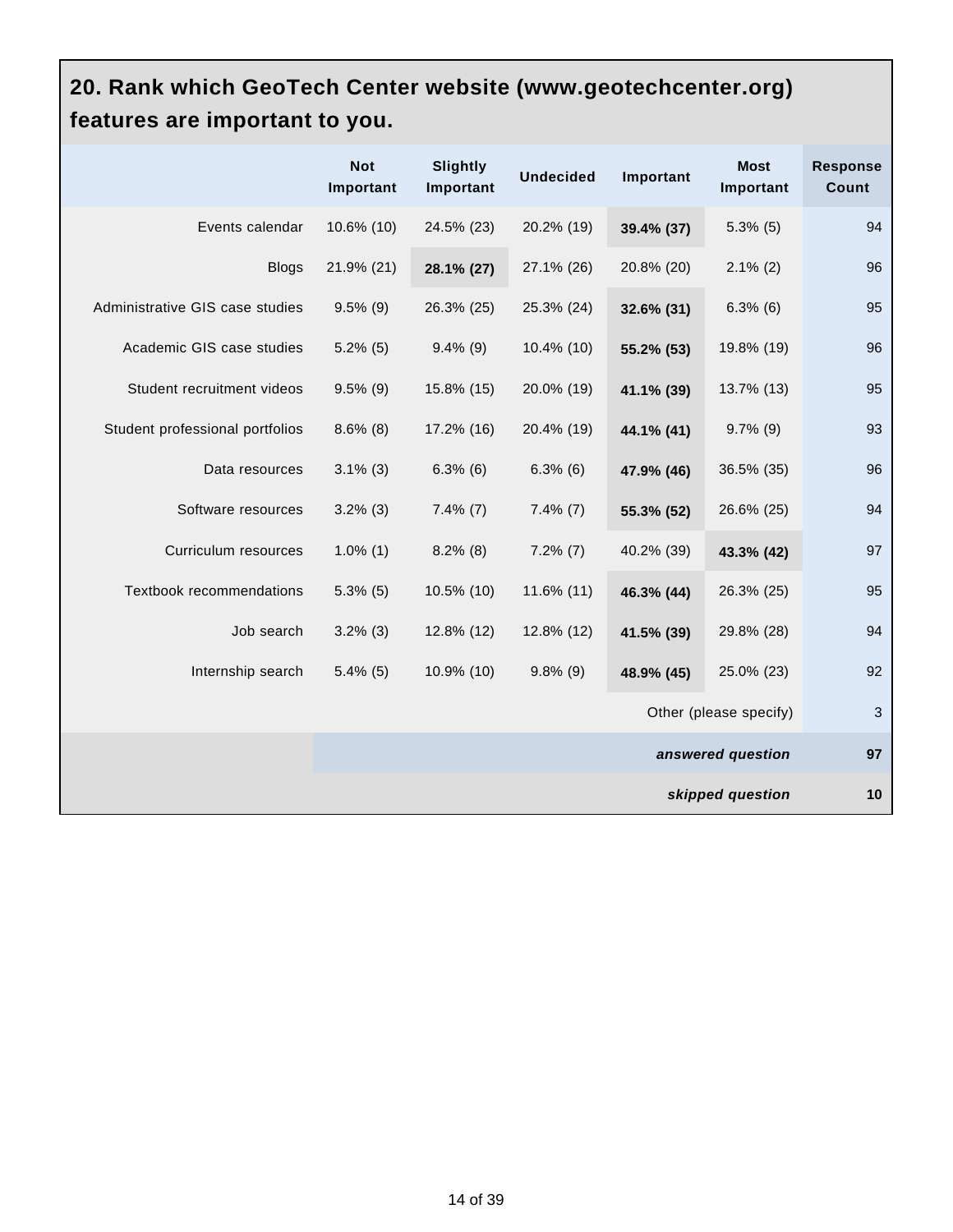## 20. Rank which GeoTech Center website (www.geotechcenter.org) features are important to you.

| | Not Important | Slightly Important | Undecided | Important | Most Important | Response Count |
|---|---|---|---|---|---|---|
| Events calendar | 10.6% (10) | 24.5% (23) | 20.2% (19) | **39.4% (37)** | 5.3% (5) | 94 |
| Blogs | 21.9% (21) | **28.1% (27)** | 27.1% (26) | 20.8% (20) | 2.1% (2) | 96 |
| Administrative GIS case studies | 9.5% (9) | 26.3% (25) | 25.3% (24) | **32.6% (31)** | 6.3% (6) | 95 |
| Academic GIS case studies | 5.2% (5) | 9.4% (9) | 10.4% (10) | **55.2% (53)** | 19.8% (19) | 96 |
| Student recruitment videos | 9.5% (9) | 15.8% (15) | 20.0% (19) | **41.1% (39)** | 13.7% (13) | 95 |
| Student professional portfolios | 8.6% (8) | 17.2% (16) | 20.4% (19) | **44.1% (41)** | 9.7% (9) | 93 |
| Data resources | 3.1% (3) | 6.3% (6) | 6.3% (6) | **47.9% (46)** | 36.5% (35) | 96 |
| Software resources | 3.2% (3) | 7.4% (7) | 7.4% (7) | **55.3% (52)** | 26.6% (25) | 94 |
| Curriculum resources | 1.0% (1) | 8.2% (8) | 7.2% (7) | 40.2% (39) | **43.3% (42)** | 97 |
| Textbook recommendations | 5.3% (5) | 10.5% (10) | 11.6% (11) | **46.3% (44)** | 26.3% (25) | 95 |
| Job search | 3.2% (3) | 12.8% (12) | 12.8% (12) | **41.5% (39)** | 29.8% (28) | 94 |
| Internship search | 5.4% (5) | 10.9% (10) | 9.8% (9) | **48.9% (45)** | 25.0% (23) | 92 |
| | | | | | Other (please specify) | 3 |
| | | | | | ***answered question*** | **97** |
| | | | | | ***skipped question*** | **10** |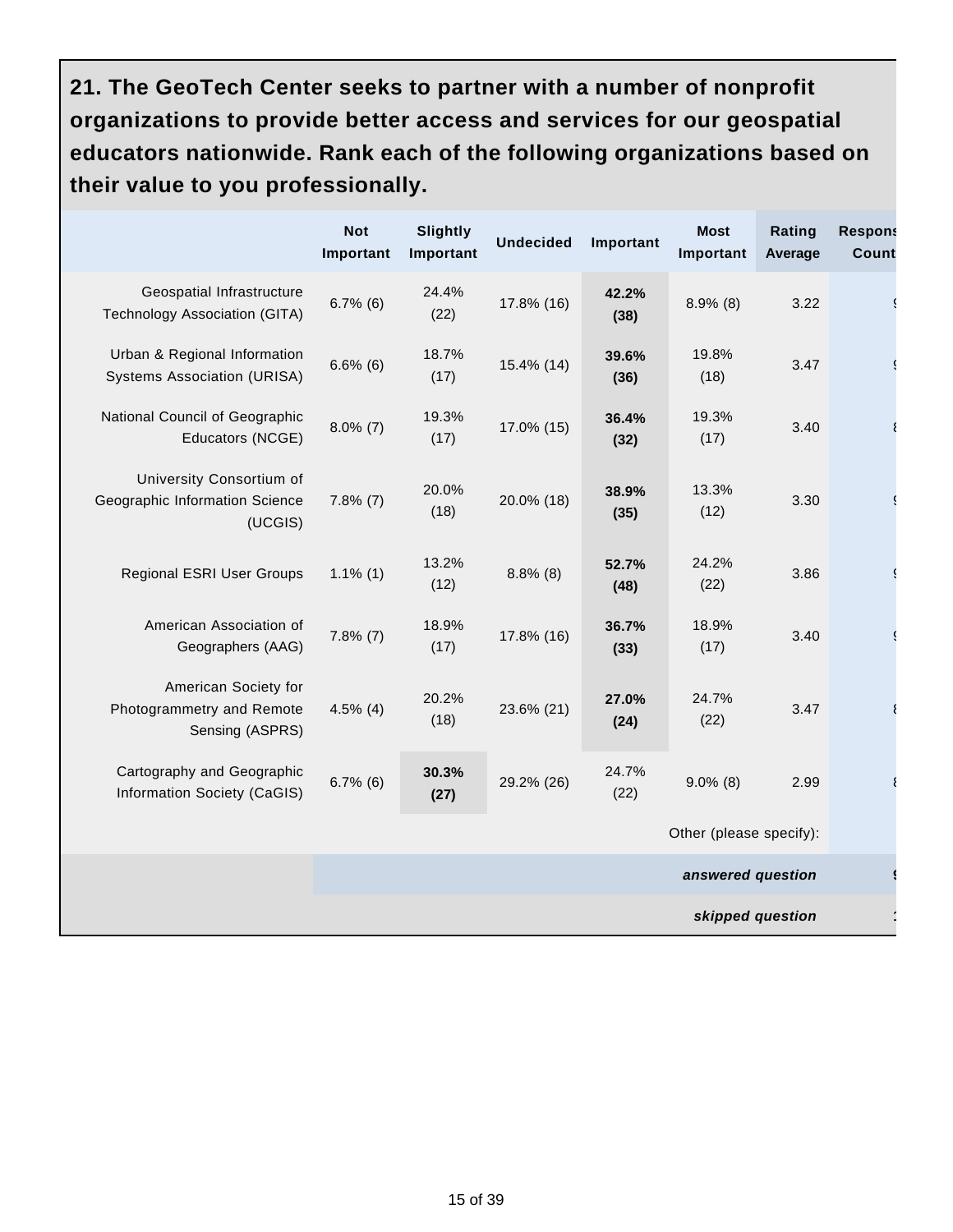## 21. The GeoTech Center seeks to partner with a number of nonprofit organizations to provide better access and services for our geospatial educators nationwide. Rank each of the following organizations based on their value to you professionally.

| | Not Important | Slightly Important | Undecided | Important | Most Important | Rating Average | Response Count |
|---|---|---|---|---|---|---|---|
| Geospatial Infrastructure Technology Association (GITA) | 6.7% (6) | 24.4% (22) | 17.8% (16) | **42.2% (38)** | 8.9% (8) | 3.22 | 9 |
| Urban & Regional Information Systems Association (URISA) | 6.6% (6) | 18.7% (17) | 15.4% (14) | **39.6% (36)** | 19.8% (18) | 3.47 | 9 |
| National Council of Geographic Educators (NCGE) | 8.0% (7) | 19.3% (17) | 17.0% (15) | **36.4% (32)** | 19.3% (17) | 3.40 | 8 |
| University Consortium of Geographic Information Science (UCGIS) | 7.8% (7) | 20.0% (18) | 20.0% (18) | **38.9% (35)** | 13.3% (12) | 3.30 | 9 |
| Regional ESRI User Groups | 1.1% (1) | 13.2% (12) | 8.8% (8) | **52.7% (48)** | 24.2% (22) | 3.86 | 9 |
| American Association of Geographers (AAG) | 7.8% (7) | 18.9% (17) | 17.8% (16) | **36.7% (33)** | 18.9% (17) | 3.40 | 9 |
| American Society for Photogrammetry and Remote Sensing (ASPRS) | 4.5% (4) | 20.2% (18) | 23.6% (21) | **27.0% (24)** | 24.7% (22) | 3.47 | 8 |
| Cartography and Geographic Information Society (CaGIS) | 6.7% (6) | **30.3% (27)** | 29.2% (26) | 24.7% (22) | 9.0% (8) | 2.99 | 8 |
| | | | | | Other (please specify): | | |
| | | | | | | *answered question* | 9 |
| | | | | | | *skipped question* | 1 |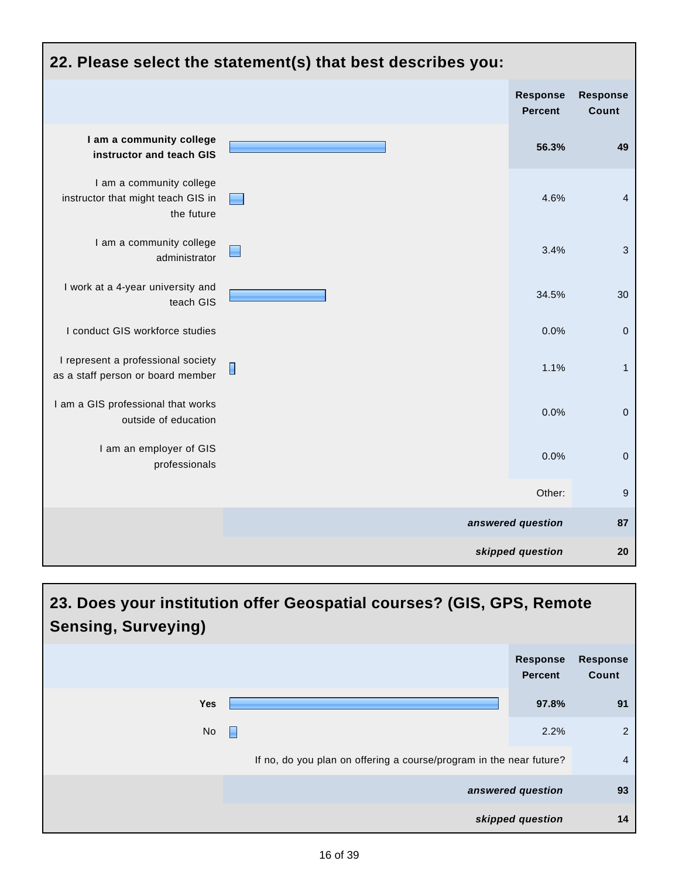## 22. Please select the statement(s) that best describes you:

| | Response Percent | Response Count |
|---|---|---|
| **I am a community college instructor and teach GIS** | **56.3%** | **49** |
| I am a community college instructor that might teach GIS in the future | 4.6% | 4 |
| I am a community college administrator | 3.4% | 3 |
| I work at a 4-year university and teach GIS | 34.5% | 30 |
| I conduct GIS workforce studies | 0.0% | 0 |
| I represent a professional society as a staff person or board member | 1.1% | 1 |
| I am a GIS professional that works outside of education | 0.0% | 0 |
| I am an employer of GIS professionals | 0.0% | 0 |
| | Other: | 9 |
| | ***answered question*** | **87** |
| | ***skipped question*** | **20** |

## 23. Does your institution offer Geospatial courses? (GIS, GPS, Remote Sensing, Surveying)

| | Response Percent | Response Count |
|---|---|---|
| **Yes** | **97.8%** | **91** |
| No | 2.2% | 2 |
| If no, do you plan on offering a course/program in the near future? | | 4 |
| | ***answered question*** | **93** |
| | ***skipped question*** | **14** |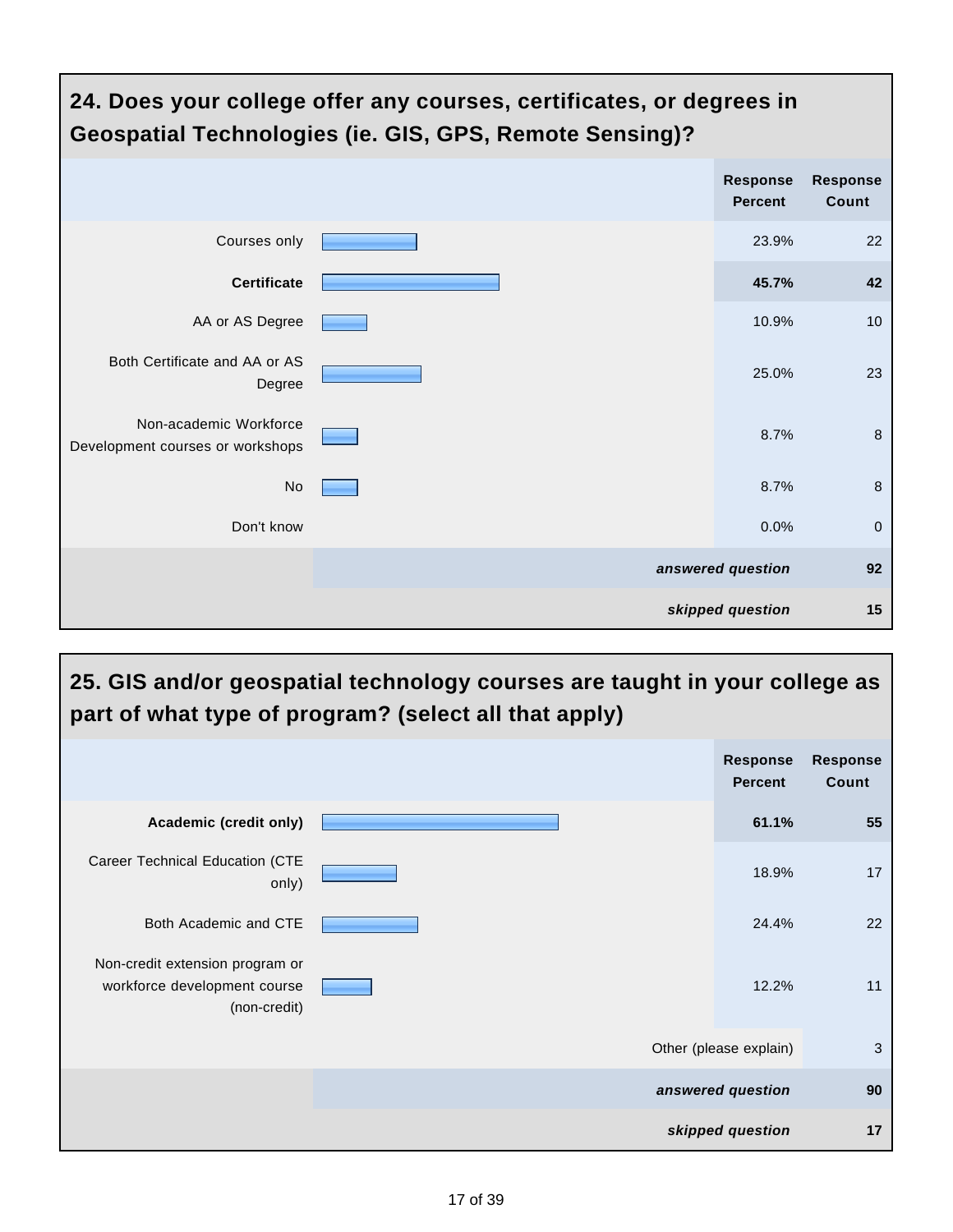## 24. Does your college offer any courses, certificates, or degrees in Geospatial Technologies (ie. GIS, GPS, Remote Sensing)?

| | Response Percent | Response Count |
|---|---|---|
| Courses only | 23.9% | 22 |
| **Certificate** | **45.7%** | **42** |
| AA or AS Degree | 10.9% | 10 |
| Both Certificate and AA or AS Degree | 25.0% | 23 |
| Non-academic Workforce Development courses or workshops | 8.7% | 8 |
| No | 8.7% | 8 |
| Don't know | 0.0% | 0 |
| | *answered question* | 92 |
| | *skipped question* | 15 |

## 25. GIS and/or geospatial technology courses are taught in your college as part of what type of program? (select all that apply)

| | Response Percent | Response Count |
|---|---|---|
| **Academic (credit only)** | **61.1%** | **55** |
| Career Technical Education (CTE only) | 18.9% | 17 |
| Both Academic and CTE | 24.4% | 22 |
| Non-credit extension program or workforce development course (non-credit) | 12.2% | 11 |
| | Other (please explain) | 3 |
| | *answered question* | 90 |
| | *skipped question* | 17 |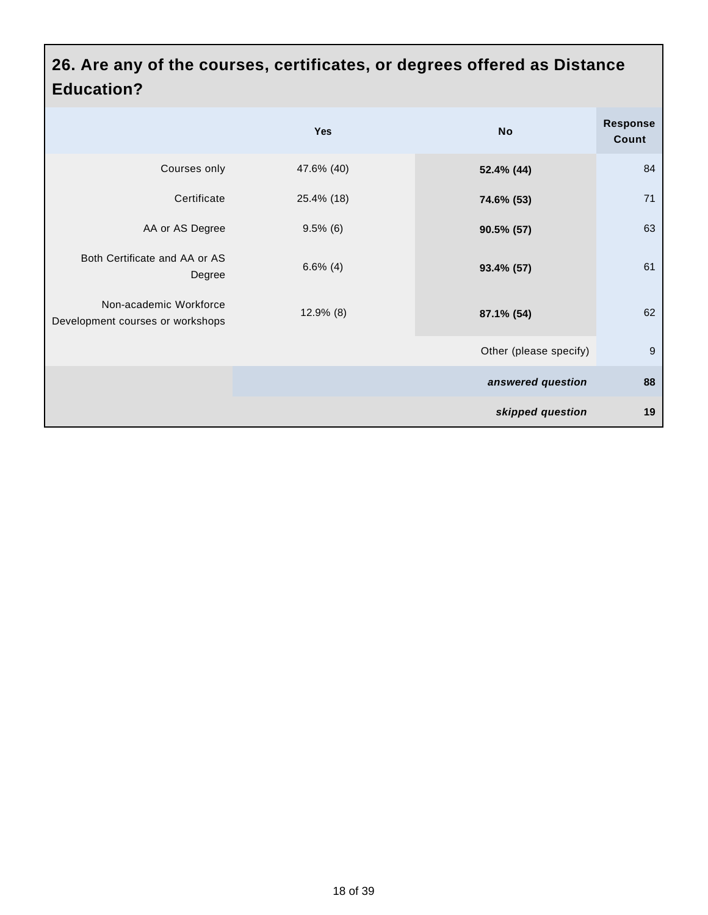## 26. Are any of the courses, certificates, or degrees offered as Distance Education?

| | Yes | No | Response Count |
|---|---|---|---|
| Courses only | 47.6% (40) | **52.4% (44)** | 84 |
| Certificate | 25.4% (18) | **74.6% (53)** | 71 |
| AA or AS Degree | 9.5% (6) | **90.5% (57)** | 63 |
| Both Certificate and AA or AS Degree | 6.6% (4) | **93.4% (57)** | 61 |
| Non-academic Workforce Development courses or workshops | 12.9% (8) | **87.1% (54)** | 62 |
| | | Other (please specify) | 9 |
| | | ***answered question*** | **88** |
| | | ***skipped question*** | **19** |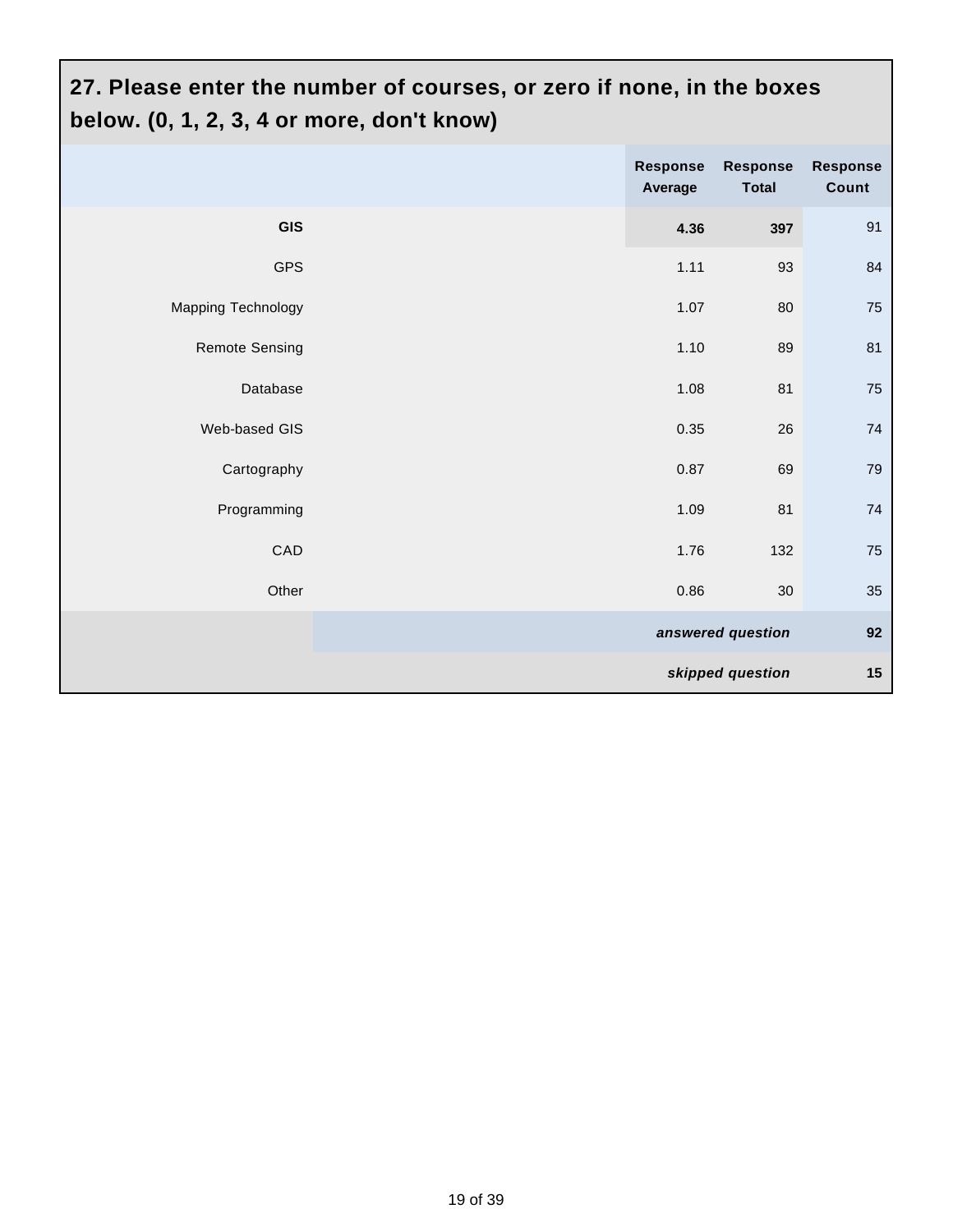## 27. Please enter the number of courses, or zero if none, in the boxes below. (0, 1, 2, 3, 4 or more, don't know)

| | Response Average | Response Total | Response Count |
|---|---|---|---|
| **GIS** | **4.36** | **397** | 91 |
| GPS | 1.11 | 93 | 84 |
| Mapping Technology | 1.07 | 80 | 75 |
| Remote Sensing | 1.10 | 89 | 81 |
| Database | 1.08 | 81 | 75 |
| Web-based GIS | 0.35 | 26 | 74 |
| Cartography | 0.87 | 69 | 79 |
| Programming | 1.09 | 81 | 74 |
| CAD | 1.76 | 132 | 75 |
| Other | 0.86 | 30 | 35 |
| | | ***answered question*** | **92** |
| | | ***skipped question*** | **15** |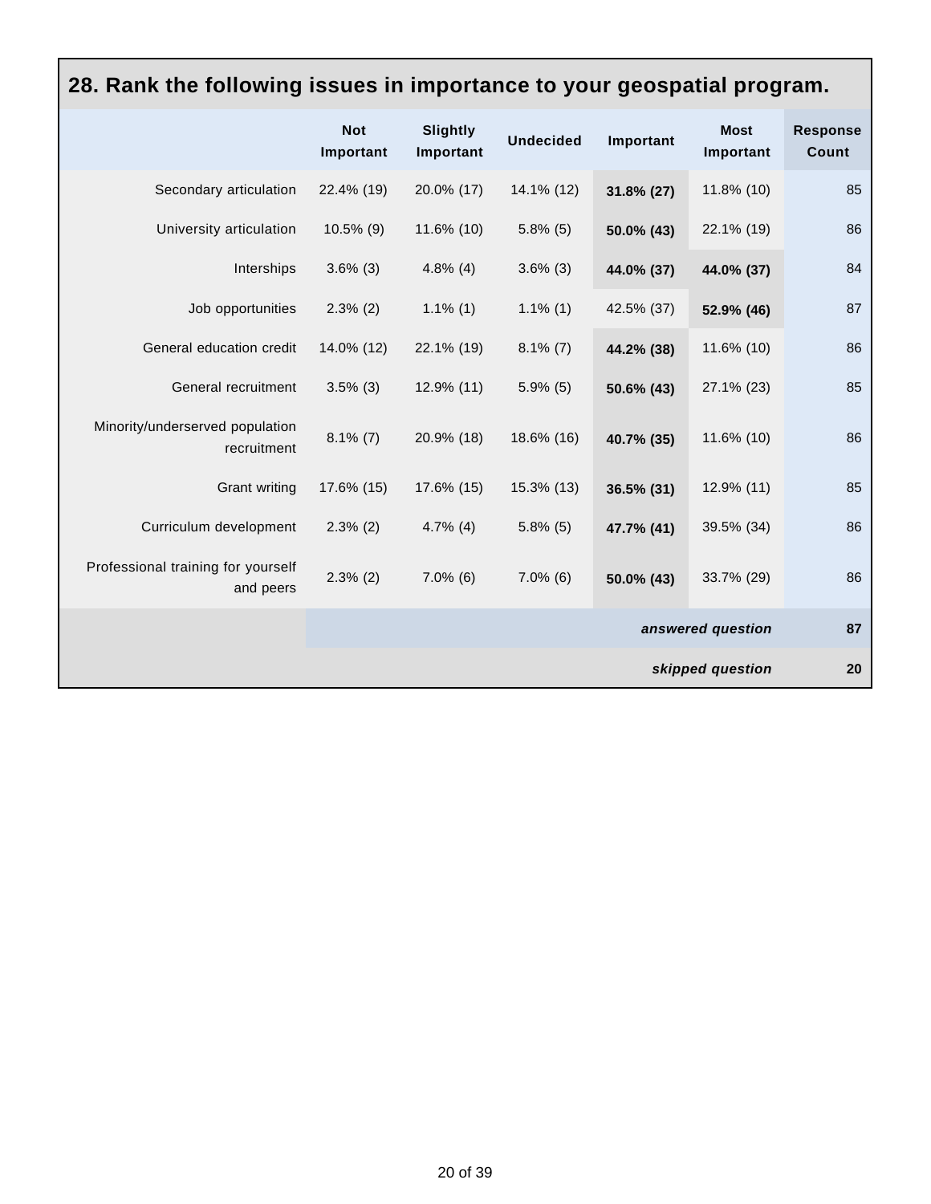## 28. Rank the following issues in importance to your geospatial program.

| | Not Important | Slightly Important | Undecided | Important | Most Important | Response Count |
|---|---|---|---|---|---|---|
| Secondary articulation | 22.4% (19) | 20.0% (17) | 14.1% (12) | **31.8% (27)** | 11.8% (10) | 85 |
| University articulation | 10.5% (9) | 11.6% (10) | 5.8% (5) | **50.0% (43)** | 22.1% (19) | 86 |
| Interships | 3.6% (3) | 4.8% (4) | 3.6% (3) | **44.0% (37)** | **44.0% (37)** | 84 |
| Job opportunities | 2.3% (2) | 1.1% (1) | 1.1% (1) | 42.5% (37) | **52.9% (46)** | 87 |
| General education credit | 14.0% (12) | 22.1% (19) | 8.1% (7) | **44.2% (38)** | 11.6% (10) | 86 |
| General recruitment | 3.5% (3) | 12.9% (11) | 5.9% (5) | **50.6% (43)** | 27.1% (23) | 85 |
| Minority/underserved population recruitment | 8.1% (7) | 20.9% (18) | 18.6% (16) | **40.7% (35)** | 11.6% (10) | 86 |
| Grant writing | 17.6% (15) | 17.6% (15) | 15.3% (13) | **36.5% (31)** | 12.9% (11) | 85 |
| Curriculum development | 2.3% (2) | 4.7% (4) | 5.8% (5) | **47.7% (41)** | 39.5% (34) | 86 |
| Professional training for yourself and peers | 2.3% (2) | 7.0% (6) | 7.0% (6) | **50.0% (43)** | 33.7% (29) | 86 |
| | | | | | ***answered question*** | **87** |
| | | | | | ***skipped question*** | **20** |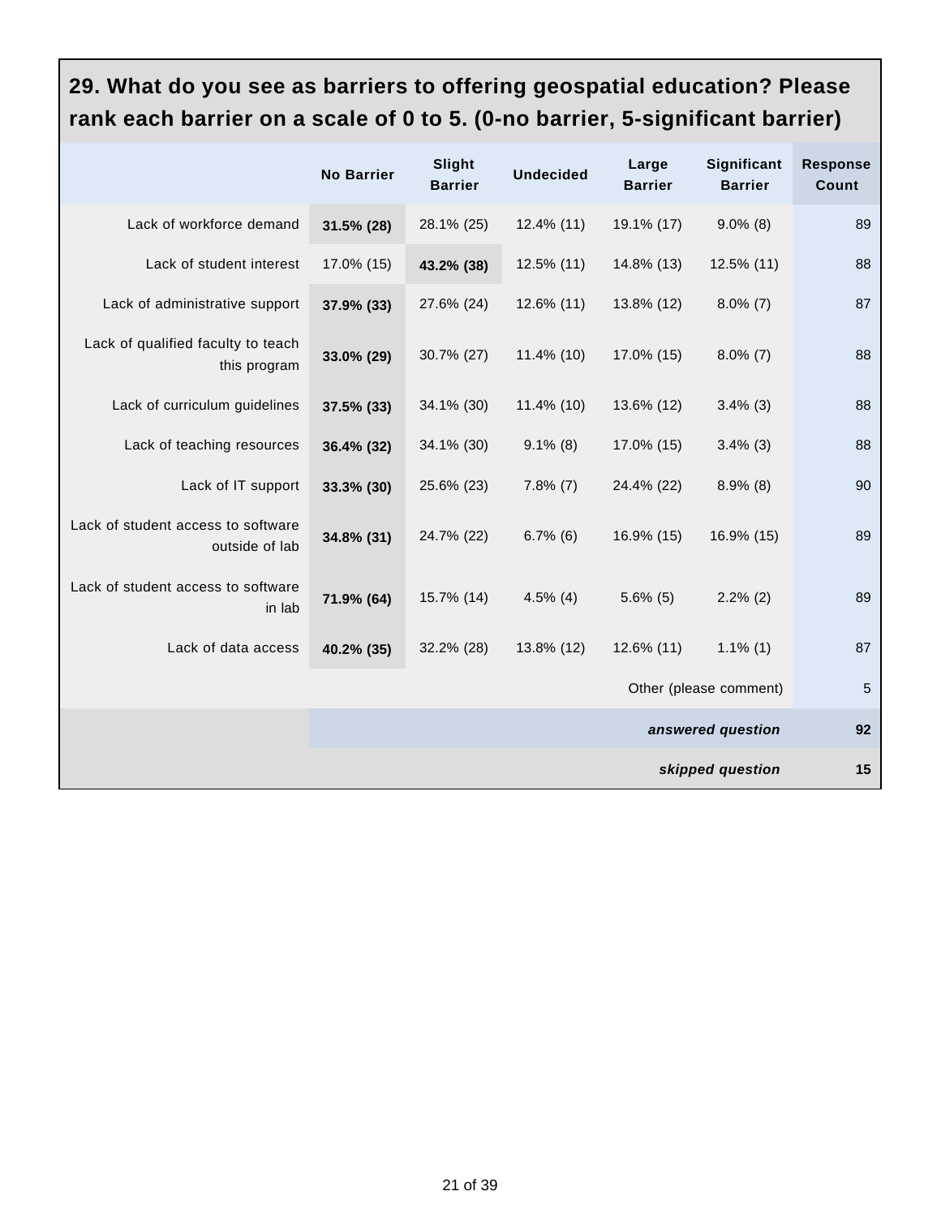## 29. What do you see as barriers to offering geospatial education? Please rank each barrier on a scale of 0 to 5. (0-no barrier, 5-significant barrier)

| | No Barrier | Slight Barrier | Undecided | Large Barrier | Significant Barrier | Response Count |
|---|---|---|---|---|---|---|
| Lack of workforce demand | **31.5% (28)** | 28.1% (25) | 12.4% (11) | 19.1% (17) | 9.0% (8) | 89 |
| Lack of student interest | 17.0% (15) | **43.2% (38)** | 12.5% (11) | 14.8% (13) | 12.5% (11) | 88 |
| Lack of administrative support | **37.9% (33)** | 27.6% (24) | 12.6% (11) | 13.8% (12) | 8.0% (7) | 87 |
| Lack of qualified faculty to teach this program | **33.0% (29)** | 30.7% (27) | 11.4% (10) | 17.0% (15) | 8.0% (7) | 88 |
| Lack of curriculum guidelines | **37.5% (33)** | 34.1% (30) | 11.4% (10) | 13.6% (12) | 3.4% (3) | 88 |
| Lack of teaching resources | **36.4% (32)** | 34.1% (30) | 9.1% (8) | 17.0% (15) | 3.4% (3) | 88 |
| Lack of IT support | **33.3% (30)** | 25.6% (23) | 7.8% (7) | 24.4% (22) | 8.9% (8) | 90 |
| Lack of student access to software outside of lab | **34.8% (31)** | 24.7% (22) | 6.7% (6) | 16.9% (15) | 16.9% (15) | 89 |
| Lack of student access to software in lab | **71.9% (64)** | 15.7% (14) | 4.5% (4) | 5.6% (5) | 2.2% (2) | 89 |
| Lack of data access | **40.2% (35)** | 32.2% (28) | 13.8% (12) | 12.6% (11) | 1.1% (1) | 87 |
| | | | | | Other (please comment) | 5 |
| | | | | | *answered question* | 92 |
| | | | | | *skipped question* | 15 |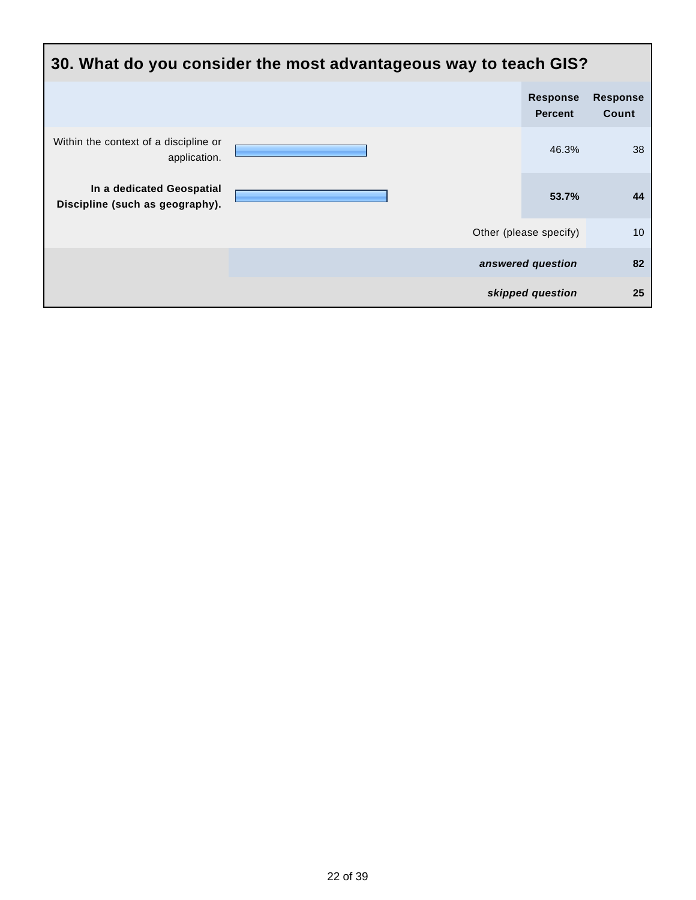## 30. What do you consider the most advantageous way to teach GIS?

| | Response Percent | Response Count |
|---|---|---|
| Within the context of a discipline or application. | 46.3% | 38 |
| **In a dedicated Geospatial Discipline (such as geography).** | **53.7%** | **44** |
| Other (please specify) | | 10 |
| | ***answered question*** | **82** |
| | ***skipped question*** | **25** |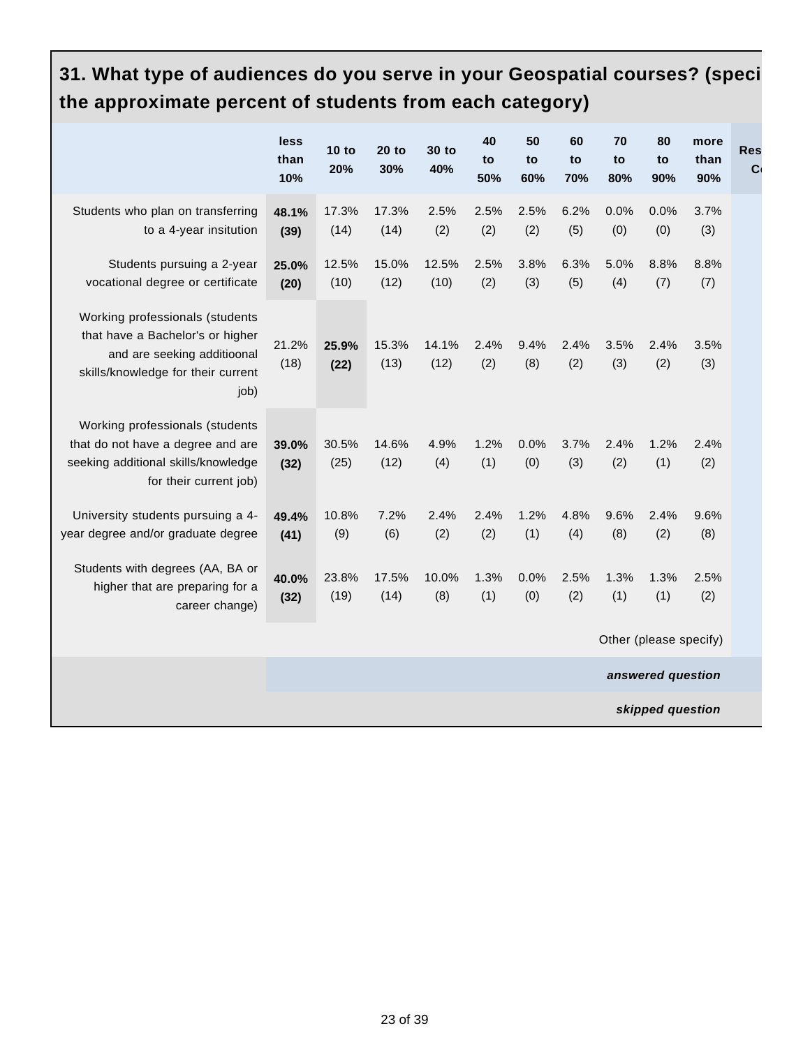## 31. What type of audiences do you serve in your Geospatial courses? (speci the approximate percent of students from each category)

| | less than 10% | 10 to 20% | 20 to 30% | 30 to 40% | 40 to 50% | 50 to 60% | 60 to 70% | 70 to 80% | 80 to 90% | more than 90% | Res C |
|---|---|---|---|---|---|---|---|---|---|---|---|
| Students who plan on transferring to a 4-year insitution | **48.1% (39)** | 17.3% (14) | 17.3% (14) | 2.5% (2) | 2.5% (2) | 2.5% (2) | 6.2% (5) | 0.0% (0) | 0.0% (0) | 3.7% (3) | |
| Students pursuing a 2-year vocational degree or certificate | **25.0% (20)** | 12.5% (10) | 15.0% (12) | 12.5% (10) | 2.5% (2) | 3.8% (3) | 6.3% (5) | 5.0% (4) | 8.8% (7) | 8.8% (7) | |
| Working professionals (students that have a Bachelor's or higher and are seeking additioonal skills/knowledge for their current job) | 21.2% (18) | **25.9% (22)** | 15.3% (13) | 14.1% (12) | 2.4% (2) | 9.4% (8) | 2.4% (2) | 3.5% (3) | 2.4% (2) | 3.5% (3) | |
| Working professionals (students that do not have a degree and are seeking additional skills/knowledge for their current job) | **39.0% (32)** | 30.5% (25) | 14.6% (12) | 4.9% (4) | 1.2% (1) | 0.0% (0) | 3.7% (3) | 2.4% (2) | 1.2% (1) | 2.4% (2) | |
| University students pursuing a 4-year degree and/or graduate degree | **49.4% (41)** | 10.8% (9) | 7.2% (6) | 2.4% (2) | 2.4% (2) | 1.2% (1) | 4.8% (4) | 9.6% (8) | 2.4% (2) | 9.6% (8) | |
| Students with degrees (AA, BA or higher that are preparing for a career change) | **40.0% (32)** | 23.8% (19) | 17.5% (14) | 10.0% (8) | 1.3% (1) | 0.0% (0) | 2.5% (2) | 1.3% (1) | 1.3% (1) | 2.5% (2) | |
| | | | | | | | | | Other (please specify) | | |
| | | | | | | | | | *answered question* | | |
| | | | | | | | | | *skipped question* | | |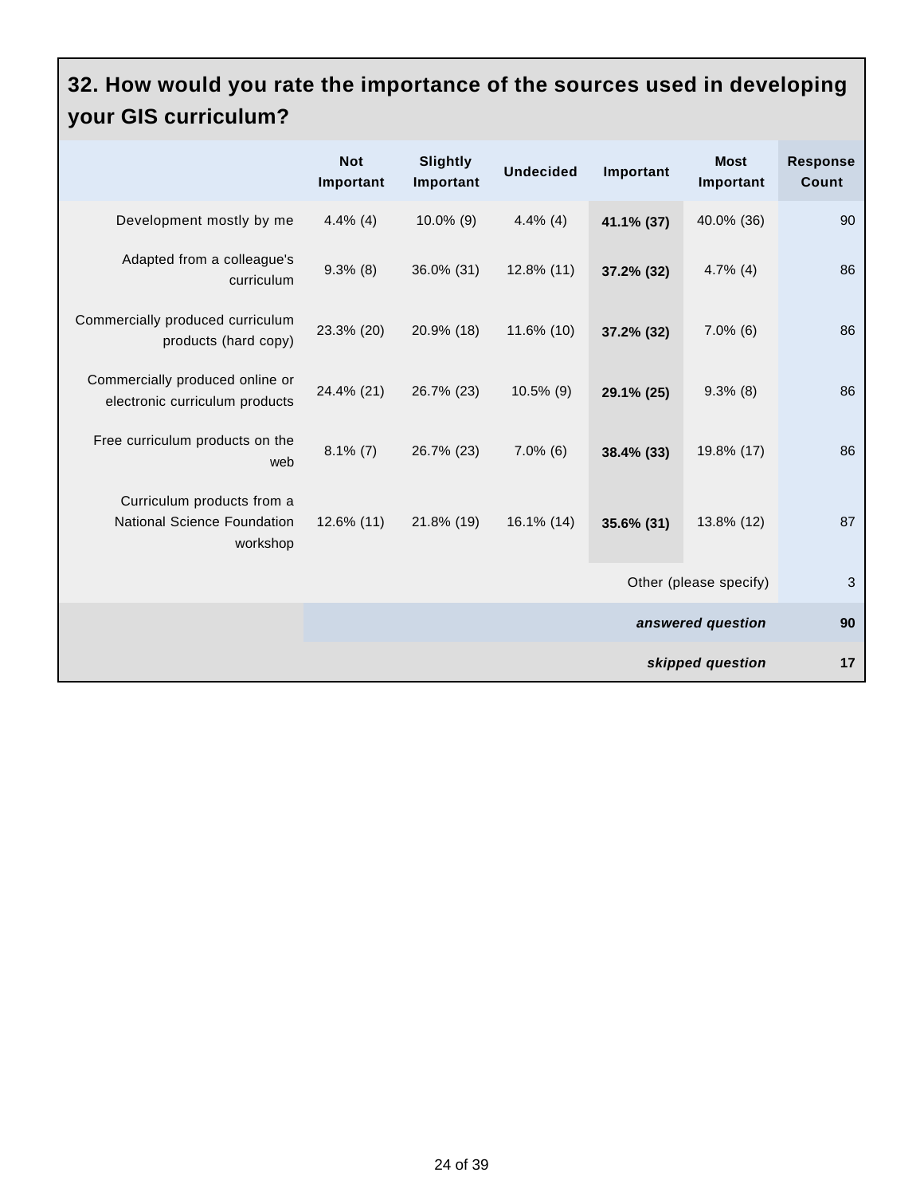## 32. How would you rate the importance of the sources used in developing your GIS curriculum?

| | Not Important | Slightly Important | Undecided | Important | Most Important | Response Count |
|---|---|---|---|---|---|---|
| Development mostly by me | 4.4% (4) | 10.0% (9) | 4.4% (4) | **41.1% (37)** | 40.0% (36) | 90 |
| Adapted from a colleague's curriculum | 9.3% (8) | 36.0% (31) | 12.8% (11) | **37.2% (32)** | 4.7% (4) | 86 |
| Commercially produced curriculum products (hard copy) | 23.3% (20) | 20.9% (18) | 11.6% (10) | **37.2% (32)** | 7.0% (6) | 86 |
| Commercially produced online or electronic curriculum products | 24.4% (21) | 26.7% (23) | 10.5% (9) | **29.1% (25)** | 9.3% (8) | 86 |
| Free curriculum products on the web | 8.1% (7) | 26.7% (23) | 7.0% (6) | **38.4% (33)** | 19.8% (17) | 86 |
| Curriculum products from a National Science Foundation workshop | 12.6% (11) | 21.8% (19) | 16.1% (14) | **35.6% (31)** | 13.8% (12) | 87 |
| | | | | | Other (please specify) | 3 |
| | | | | | ***answered question*** | **90** |
| | | | | | ***skipped question*** | **17** |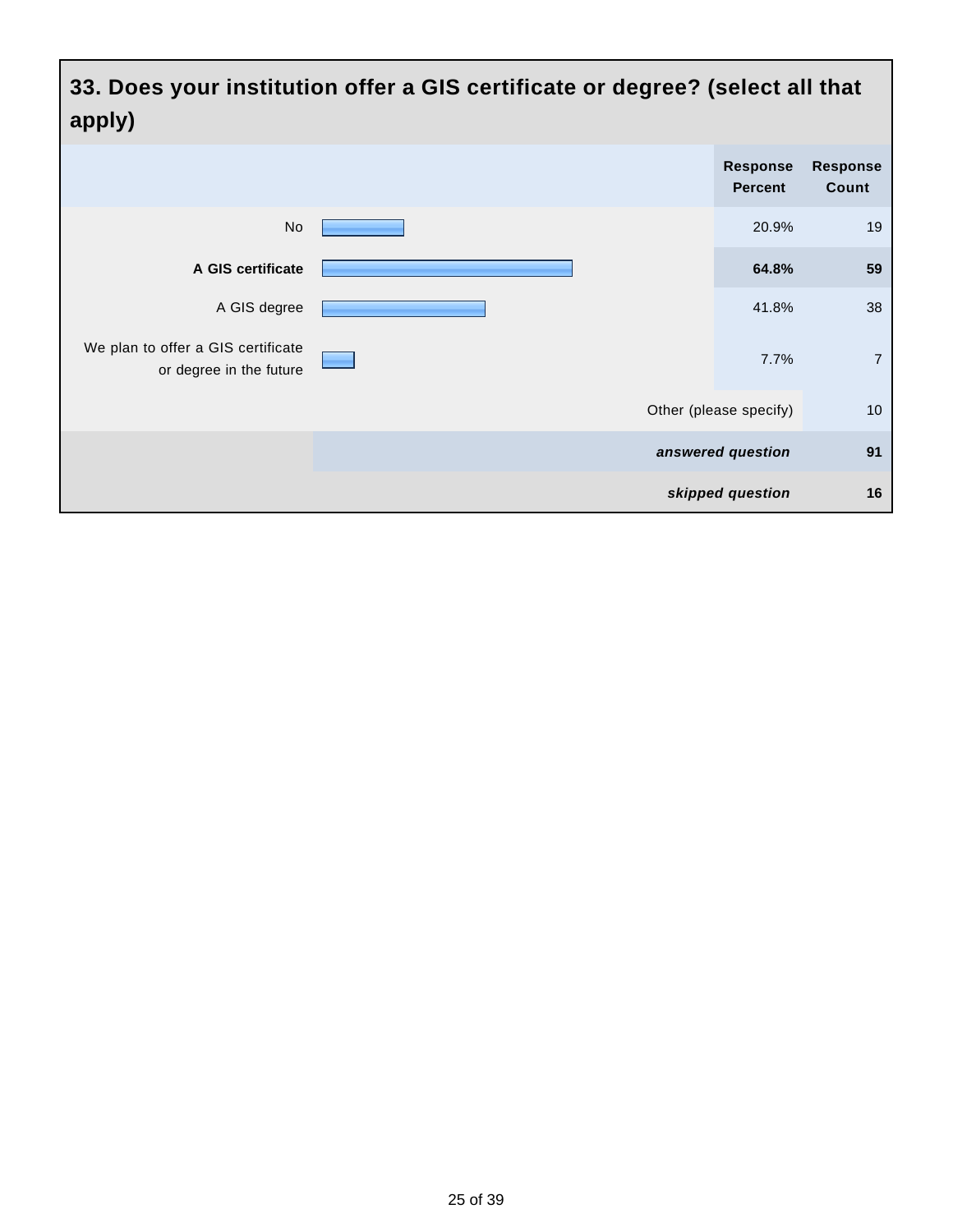## 33. Does your institution offer a GIS certificate or degree? (select all that apply)

| | Response Percent | Response Count |
|---|---|---|
| No | 20.9% | 19 |
| **A GIS certificate** | **64.8%** | **59** |
| A GIS degree | 41.8% | 38 |
| We plan to offer a GIS certificate or degree in the future | 7.7% | 7 |
| Other (please specify) | | 10 |
| ***answered question*** | | **91** |
| ***skipped question*** | | **16** |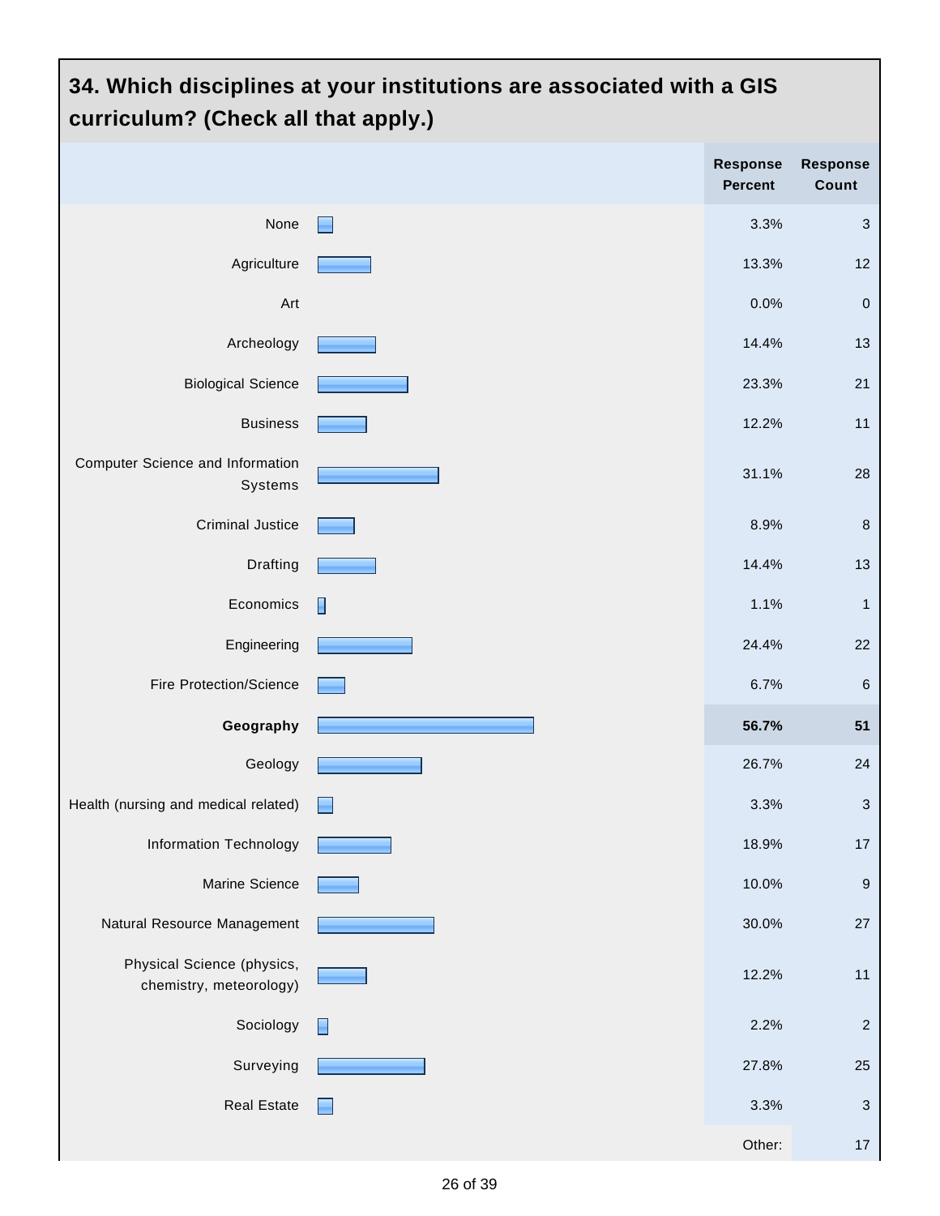## 34. Which disciplines at your institutions are associated with a GIS curriculum? (Check all that apply.)

| | Response Percent | Response Count |
|---|---|---|
| None | 3.3% | 3 |
| Agriculture | 13.3% | 12 |
| Art | 0.0% | 0 |
| Archeology | 14.4% | 13 |
| Biological Science | 23.3% | 21 |
| Business | 12.2% | 11 |
| Computer Science and Information Systems | 31.1% | 28 |
| Criminal Justice | 8.9% | 8 |
| Drafting | 14.4% | 13 |
| Economics | 1.1% | 1 |
| Engineering | 24.4% | 22 |
| Fire Protection/Science | 6.7% | 6 |
| **Geography** | **56.7%** | **51** |
| Geology | 26.7% | 24 |
| Health (nursing and medical related) | 3.3% | 3 |
| Information Technology | 18.9% | 17 |
| Marine Science | 10.0% | 9 |
| Natural Resource Management | 30.0% | 27 |
| Physical Science (physics, chemistry, meteorology) | 12.2% | 11 |
| Sociology | 2.2% | 2 |
| Surveying | 27.8% | 25 |
| Real Estate | 3.3% | 3 |
| | Other: | 17 |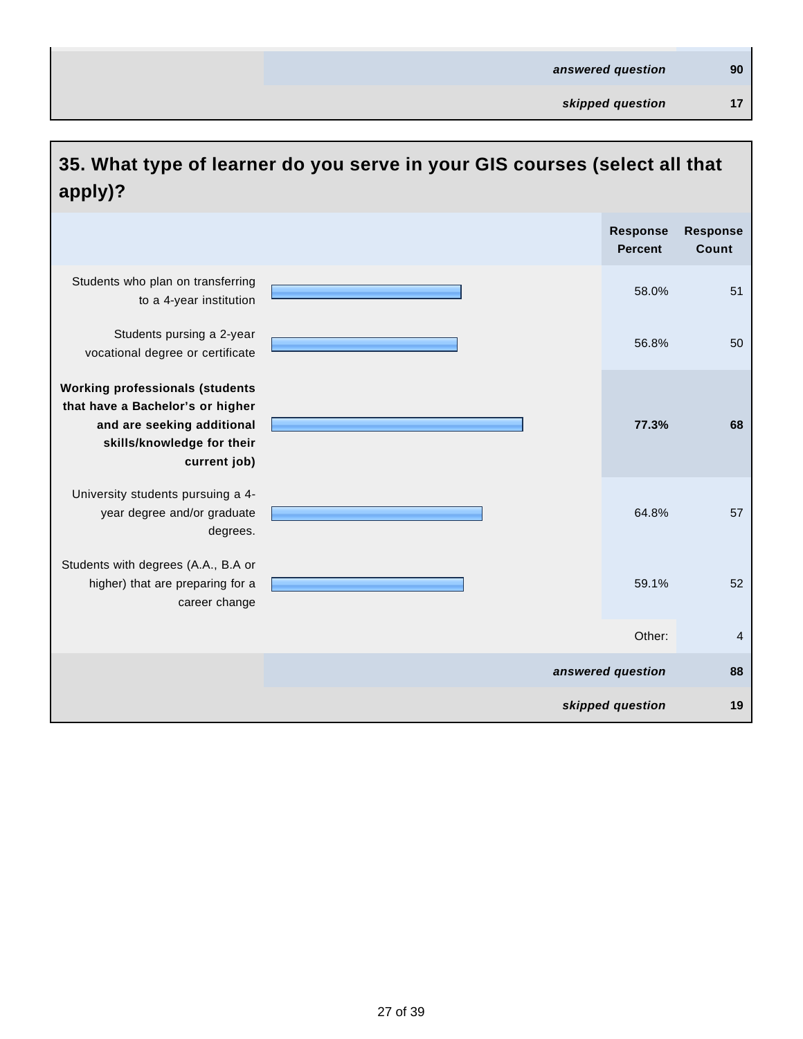| | |
|---|---|
| ***answered question*** | **90** |
| ***skipped question*** | **17** |

## 35. What type of learner do you serve in your GIS courses (select all that apply)?

| | Response Percent | Response Count |
|---|---|---|
| Students who plan on transferring to a 4-year institution | 58.0% | 51 |
| Students pursing a 2-year vocational degree or certificate | 56.8% | 50 |
| **Working professionals (students that have a Bachelor's or higher and are seeking additional skills/knowledge for their current job)** | **77.3%** | **68** |
| University students pursuing a 4-year degree and/or graduate degrees. | 64.8% | 57 |
| Students with degrees (A.A., B.A or higher) that are preparing for a career change | 59.1% | 52 |
| | Other: | 4 |
| | ***answered question*** | **88** |
| | ***skipped question*** | **19** |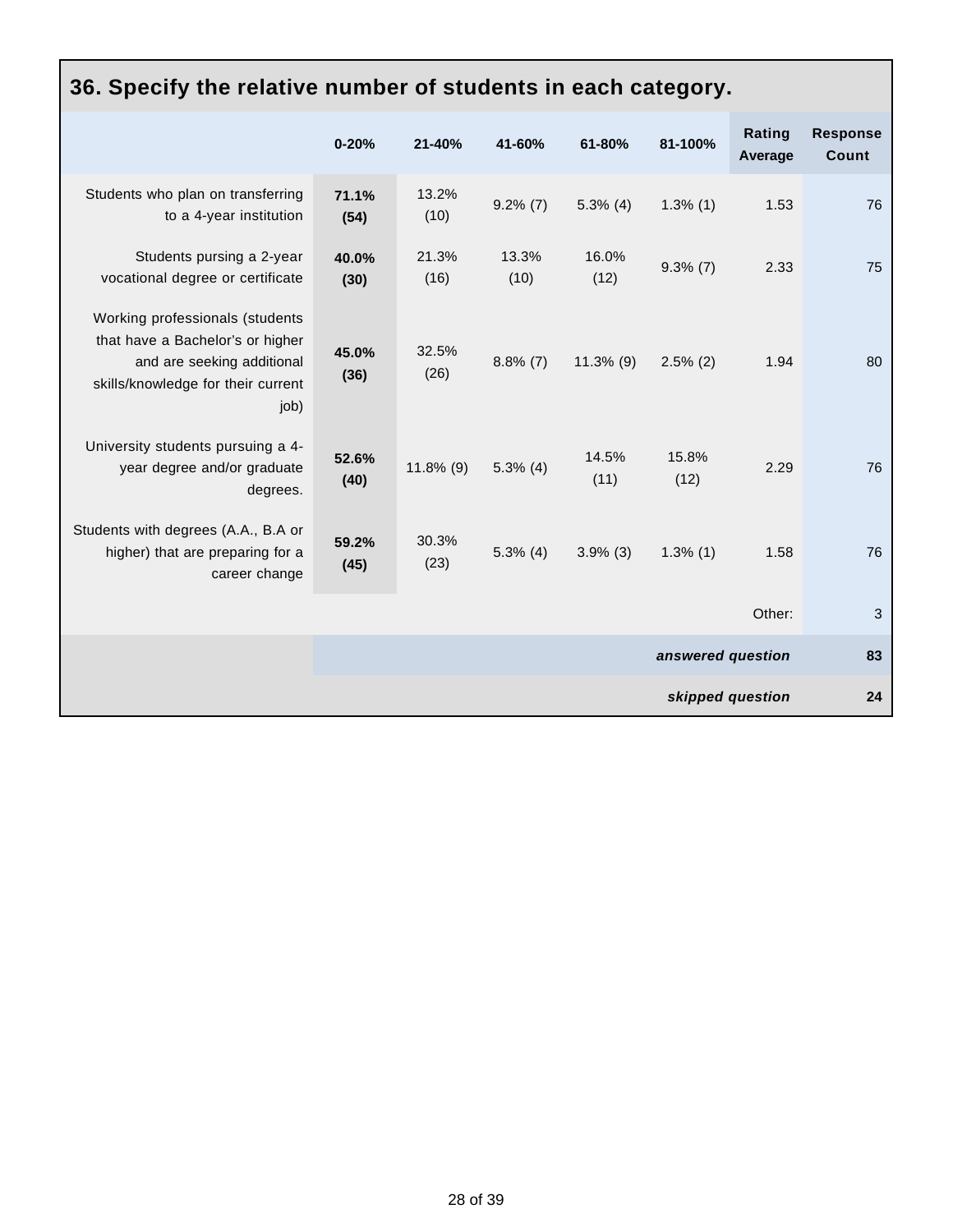## 36. Specify the relative number of students in each category.

| | 0-20% | 21-40% | 41-60% | 61-80% | 81-100% | Rating Average | Response Count |
|---|---|---|---|---|---|---|---|
| Students who plan on transferring to a 4-year institution | **71.1% (54)** | 13.2% (10) | 9.2% (7) | 5.3% (4) | 1.3% (1) | 1.53 | 76 |
| Students pursing a 2-year vocational degree or certificate | **40.0% (30)** | 21.3% (16) | 13.3% (10) | 16.0% (12) | 9.3% (7) | 2.33 | 75 |
| Working professionals (students that have a Bachelor's or higher and are seeking additional skills/knowledge for their current job) | **45.0% (36)** | 32.5% (26) | 8.8% (7) | 11.3% (9) | 2.5% (2) | 1.94 | 80 |
| University students pursuing a 4-year degree and/or graduate degrees. | **52.6% (40)** | 11.8% (9) | 5.3% (4) | 14.5% (11) | 15.8% (12) | 2.29 | 76 |
| Students with degrees (A.A., B.A or higher) that are preparing for a career change | **59.2% (45)** | 30.3% (23) | 5.3% (4) | 3.9% (3) | 1.3% (1) | 1.58 | 76 |
| | | | | | | Other: | 3 |
| | | | | | | ***answered question*** | **83** |
| | | | | | | ***skipped question*** | **24** |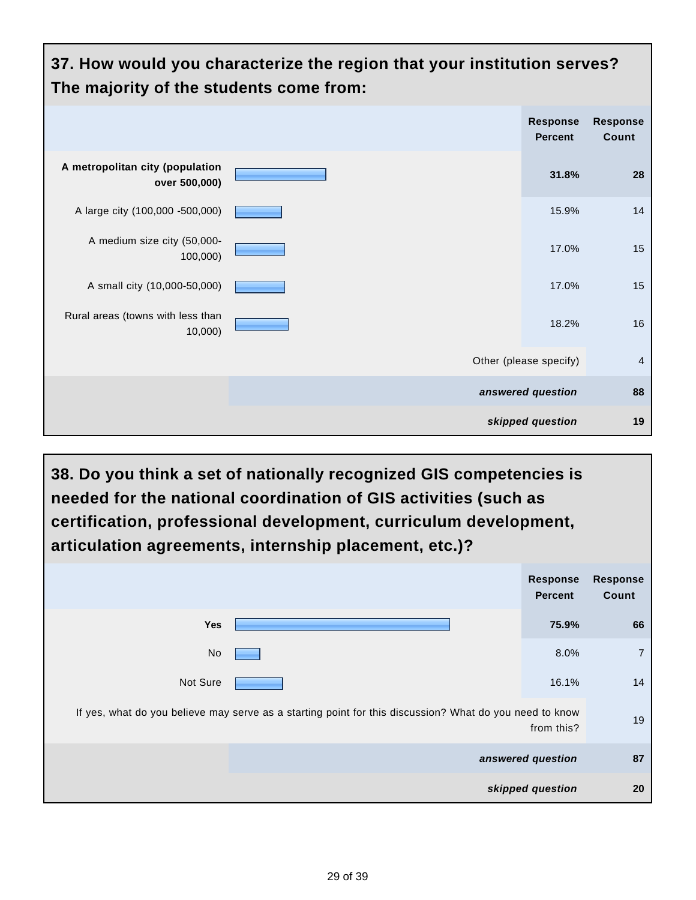## 37. How would you characterize the region that your institution serves? The majority of the students come from:

| | Response Percent | Response Count |
|---|---|---|
| **A metropolitan city (population over 500,000)** | **31.8%** | **28** |
| A large city (100,000 -500,000) | 15.9% | 14 |
| A medium size city (50,000-100,000) | 17.0% | 15 |
| A small city (10,000-50,000) | 17.0% | 15 |
| Rural areas (towns with less than 10,000) | 18.2% | 16 |
| Other (please specify) | | 4 |
| ***answered question*** | | **88** |
| ***skipped question*** | | **19** |

## 38. Do you think a set of nationally recognized GIS competencies is needed for the national coordination of GIS activities (such as certification, professional development, curriculum development, articulation agreements, internship placement, etc.)?

| | Response Percent | Response Count |
|---|---|---|
| **Yes** | **75.9%** | **66** |
| No | 8.0% | 7 |
| Not Sure | 16.1% | 14 |
| If yes, what do you believe may serve as a starting point for this discussion? What do you need to know from this? | | 19 |
| ***answered question*** | | **87** |
| ***skipped question*** | | **20** |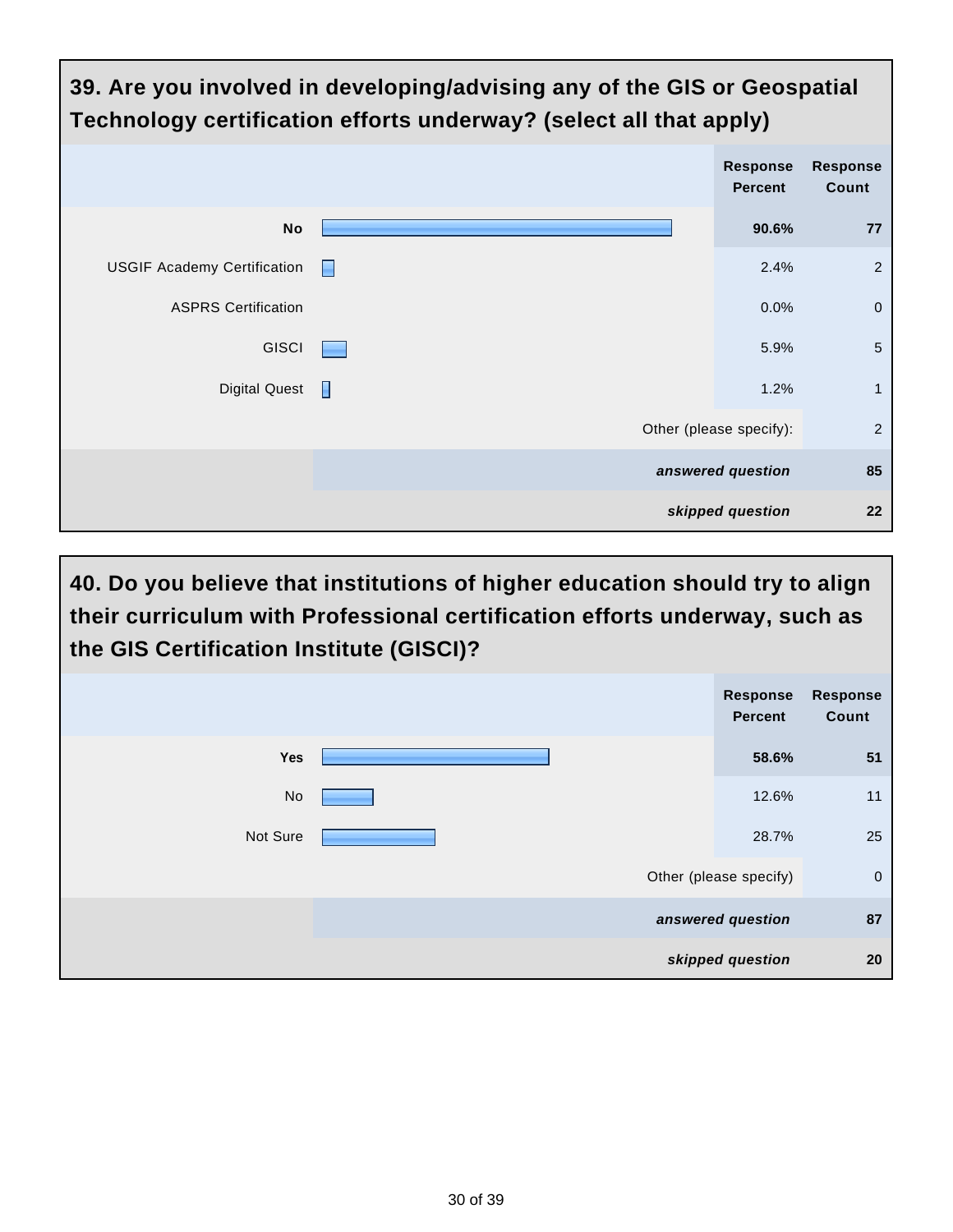## 39. Are you involved in developing/advising any of the GIS or Geospatial Technology certification efforts underway? (select all that apply)

| | Response Percent | Response Count |
|---|---|---|
| **No** | **90.6%** | **77** |
| USGIF Academy Certification | 2.4% | 2 |
| ASPRS Certification | 0.0% | 0 |
| GISCI | 5.9% | 5 |
| Digital Quest | 1.2% | 1 |
| Other (please specify): | | 2 |
| ***answered question*** | | **85** |
| ***skipped question*** | | **22** |

## 40. Do you believe that institutions of higher education should try to align their curriculum with Professional certification efforts underway, such as the GIS Certification Institute (GISCI)?

| | Response Percent | Response Count |
|---|---|---|
| **Yes** | **58.6%** | **51** |
| No | 12.6% | 11 |
| Not Sure | 28.7% | 25 |
| Other (please specify) | | 0 |
| ***answered question*** | | **87** |
| ***skipped question*** | | **20** |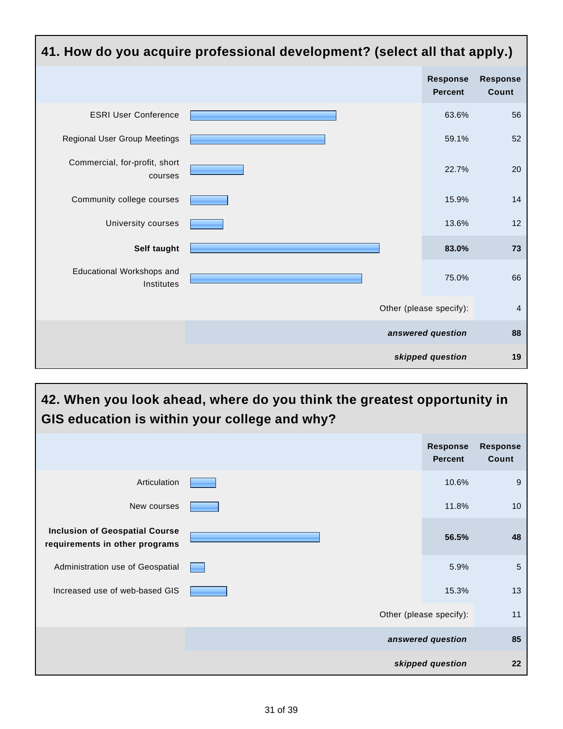## 41. How do you acquire professional development? (select all that apply.)

| | Response Percent | Response Count |
|---|---|---|
| ESRI User Conference | 63.6% | 56 |
| Regional User Group Meetings | 59.1% | 52 |
| Commercial, for-profit, short courses | 22.7% | 20 |
| Community college courses | 15.9% | 14 |
| University courses | 13.6% | 12 |
| **Self taught** | **83.0%** | **73** |
| Educational Workshops and Institutes | 75.0% | 66 |
| Other (please specify): | | 4 |
| ***answered question*** | | **88** |
| ***skipped question*** | | **19** |

## 42. When you look ahead, where do you think the greatest opportunity in GIS education is within your college and why?

| | Response Percent | Response Count |
|---|---|---|
| Articulation | 10.6% | 9 |
| New courses | 11.8% | 10 |
| **Inclusion of Geospatial Course requirements in other programs** | **56.5%** | **48** |
| Administration use of Geospatial | 5.9% | 5 |
| Increased use of web-based GIS | 15.3% | 13 |
| Other (please specify): | | 11 |
| ***answered question*** | | **85** |
| ***skipped question*** | | **22** |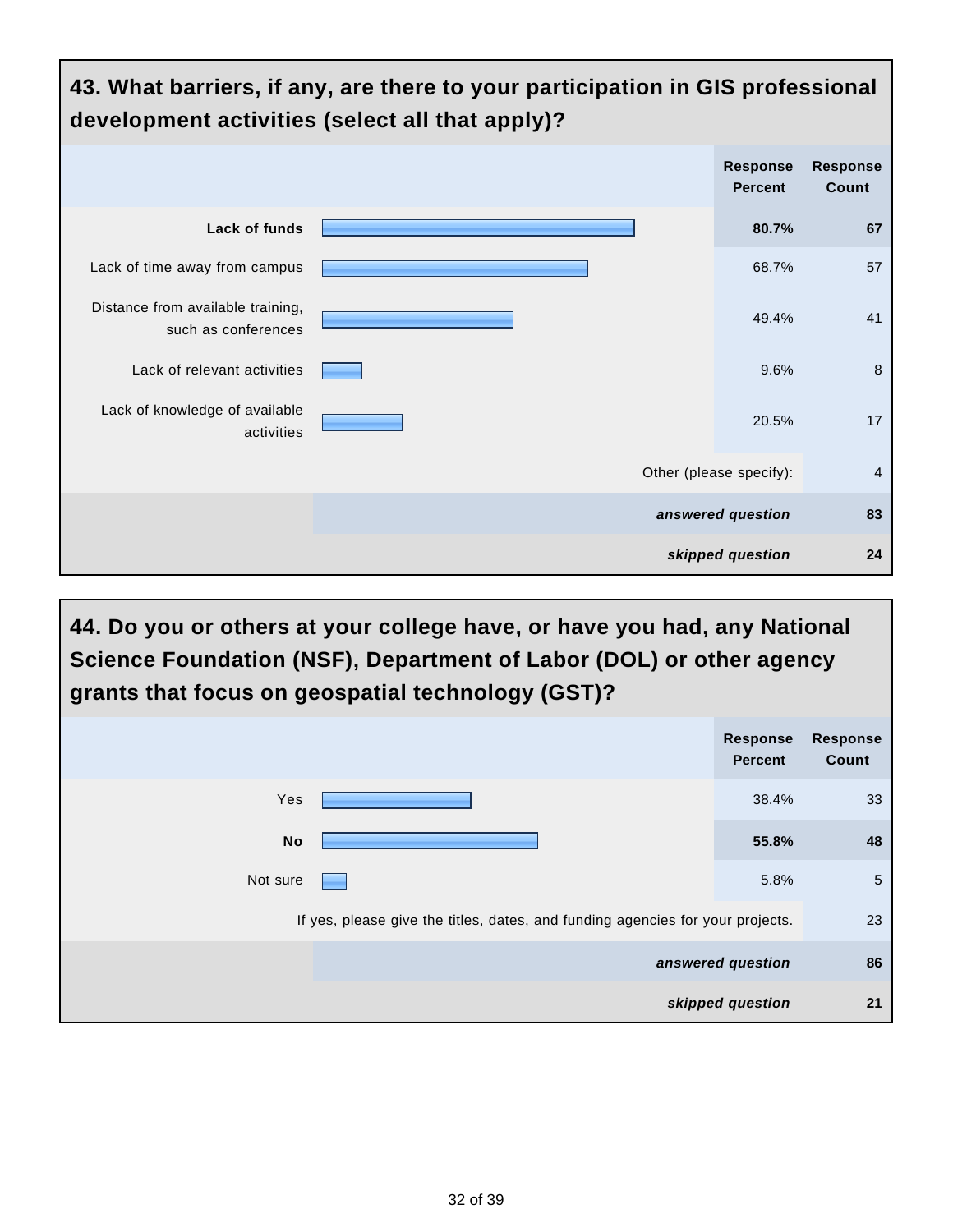## 43. What barriers, if any, are there to your participation in GIS professional development activities (select all that apply)?

| | Response Percent | Response Count |
|---|---|---|
| **Lack of funds** | **80.7%** | **67** |
| Lack of time away from campus | 68.7% | 57 |
| Distance from available training, such as conferences | 49.4% | 41 |
| Lack of relevant activities | 9.6% | 8 |
| Lack of knowledge of available activities | 20.5% | 17 |
| Other (please specify): | | 4 |
| *answered question* | | **83** |
| *skipped question* | | **24** |

## 44. Do you or others at your college have, or have you had, any National Science Foundation (NSF), Department of Labor (DOL) or other agency grants that focus on geospatial technology (GST)?

| | Response Percent | Response Count |
|---|---|---|
| Yes | 38.4% | 33 |
| **No** | **55.8%** | **48** |
| Not sure | 5.8% | 5 |
| If yes, please give the titles, dates, and funding agencies for your projects. | | 23 |
| *answered question* | | **86** |
| *skipped question* | | **21** |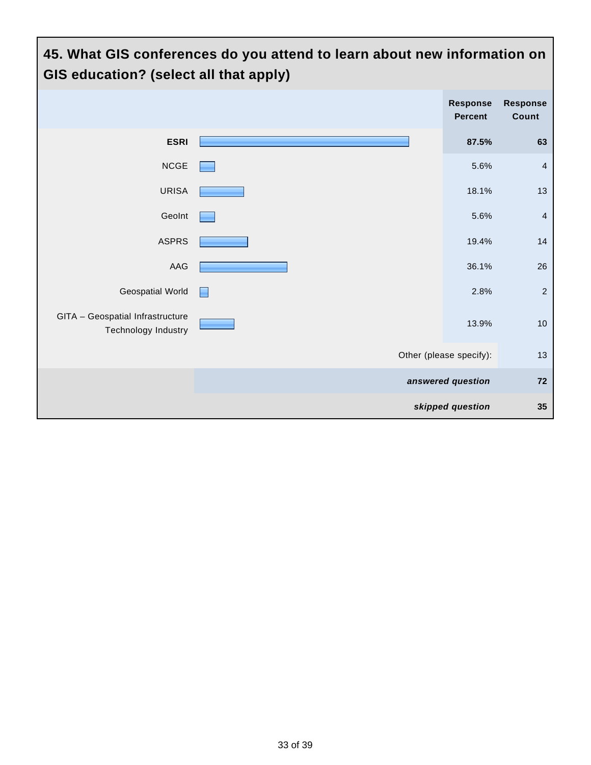## 45. What GIS conferences do you attend to learn about new information on GIS education? (select all that apply)

| | Response Percent | Response Count |
|---|---|---|
| **ESRI** | **87.5%** | **63** |
| NCGE | 5.6% | 4 |
| URISA | 18.1% | 13 |
| GeoInt | 5.6% | 4 |
| ASPRS | 19.4% | 14 |
| AAG | 36.1% | 26 |
| Geospatial World | 2.8% | 2 |
| GITA – Geospatial Infrastructure Technology Industry | 13.9% | 10 |
| Other (please specify): | | 13 |
| ***answered question*** | | **72** |
| ***skipped question*** | | **35** |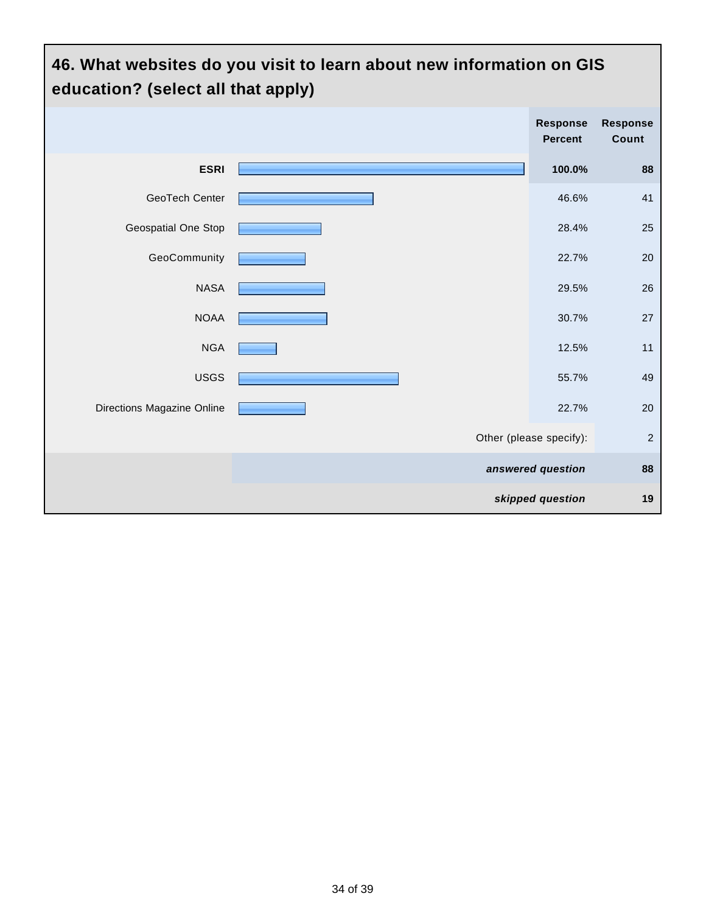## 46. What websites do you visit to learn about new information on GIS education? (select all that apply)

| | Response Percent | Response Count |
|---|---|---|
| **ESRI** | **100.0%** | **88** |
| GeoTech Center | 46.6% | 41 |
| Geospatial One Stop | 28.4% | 25 |
| GeoCommunity | 22.7% | 20 |
| NASA | 29.5% | 26 |
| NOAA | 30.7% | 27 |
| NGA | 12.5% | 11 |
| USGS | 55.7% | 49 |
| Directions Magazine Online | 22.7% | 20 |
| Other (please specify): | | 2 |
| ***answered question*** | | **88** |
| ***skipped question*** | | **19** |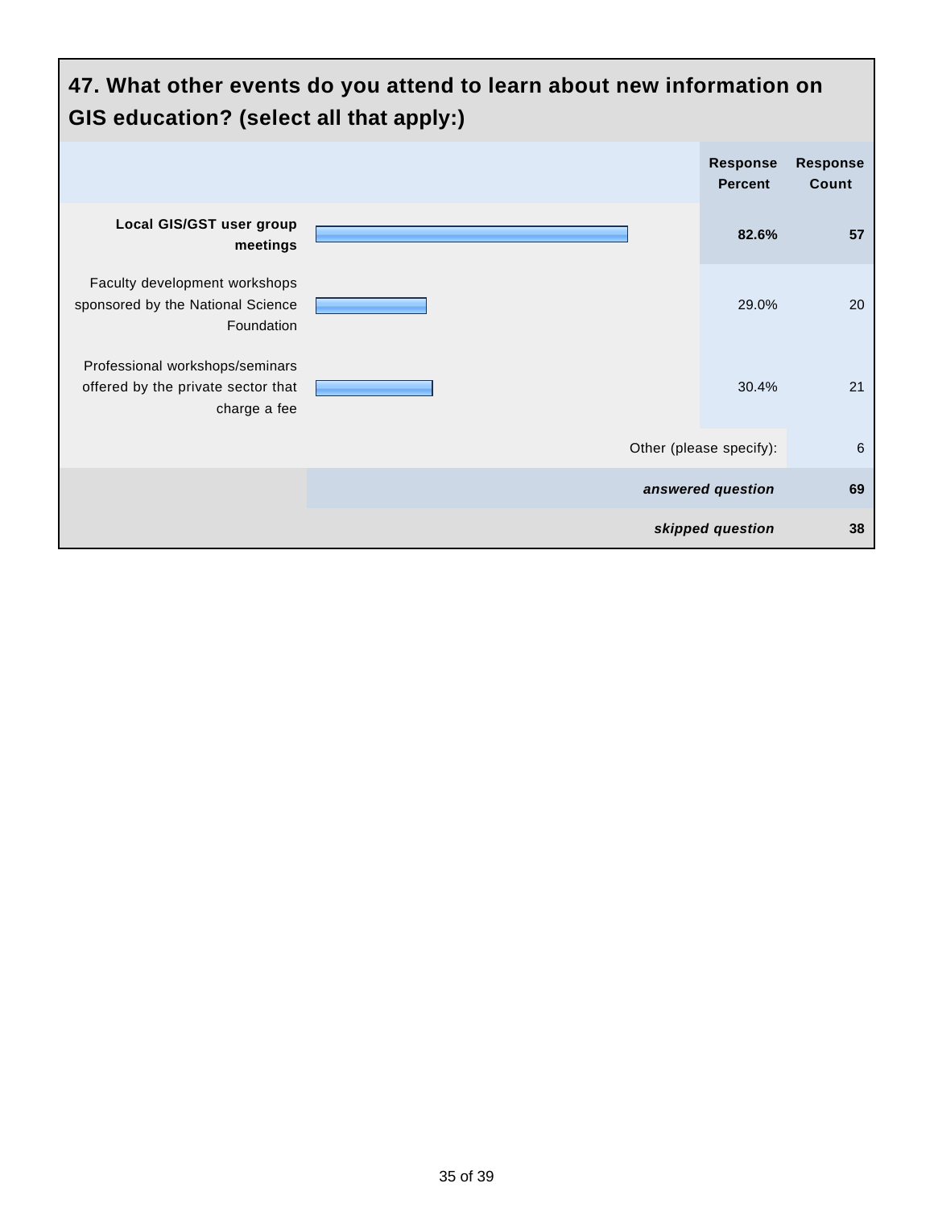## 47. What other events do you attend to learn about new information on GIS education? (select all that apply:)

| | Response Percent | Response Count |
|---|---|---|
| **Local GIS/GST user group meetings** | **82.6%** | **57** |
| Faculty development workshops sponsored by the National Science Foundation | 29.0% | 20 |
| Professional workshops/seminars offered by the private sector that charge a fee | 30.4% | 21 |
| Other (please specify): | | 6 |
| ***answered question*** | | **69** |
| ***skipped question*** | | **38** |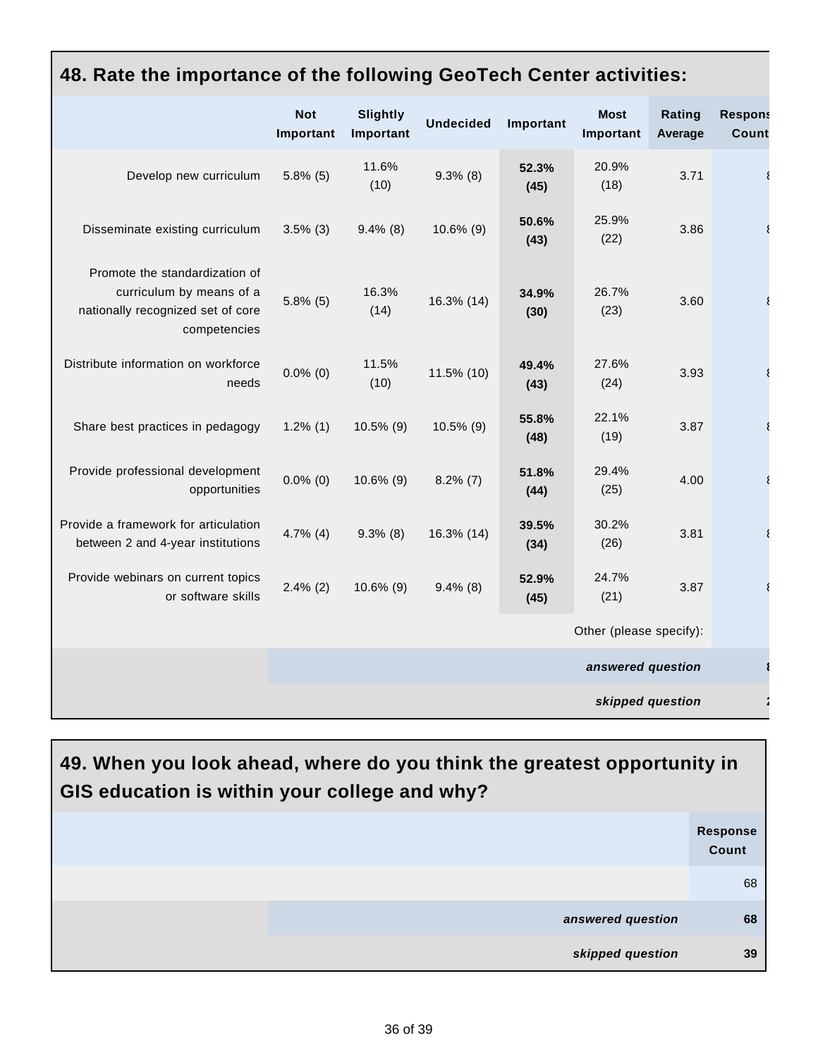## 48. Rate the importance of the following GeoTech Center activities:

| | Not Important | Slightly Important | Undecided | Important | Most Important | Rating Average | Respons Count |
|---|---|---|---|---|---|---|---|
| Develop new curriculum | 5.8% (5) | 11.6% (10) | 9.3% (8) | **52.3% (45)** | 20.9% (18) | 3.71 | 8 |
| Disseminate existing curriculum | 3.5% (3) | 9.4% (8) | 10.6% (9) | **50.6% (43)** | 25.9% (22) | 3.86 | 8 |
| Promote the standardization of curriculum by means of a nationally recognized set of core competencies | 5.8% (5) | 16.3% (14) | 16.3% (14) | **34.9% (30)** | 26.7% (23) | 3.60 | 8 |
| Distribute information on workforce needs | 0.0% (0) | 11.5% (10) | 11.5% (10) | **49.4% (43)** | 27.6% (24) | 3.93 | 8 |
| Share best practices in pedagogy | 1.2% (1) | 10.5% (9) | 10.5% (9) | **55.8% (48)** | 22.1% (19) | 3.87 | 8 |
| Provide professional development opportunities | 0.0% (0) | 10.6% (9) | 8.2% (7) | **51.8% (44)** | 29.4% (25) | 4.00 | 8 |
| Provide a framework for articulation between 2 and 4-year institutions | 4.7% (4) | 9.3% (8) | 16.3% (14) | **39.5% (34)** | 30.2% (26) | 3.81 | 8 |
| Provide webinars on current topics or software skills | 2.4% (2) | 10.6% (9) | 9.4% (8) | **52.9% (45)** | 24.7% (21) | 3.87 | 8 |
| | | | | | Other (please specify): | | |
| | | | | | ***answered question*** | | **8** |
| | | | | | ***skipped question*** | | **2** |

## 49. When you look ahead, where do you think the greatest opportunity in GIS education is within your college and why?

| | Response Count |
|---|---|
| | 68 |
| ***answered question*** | **68** |
| ***skipped question*** | **39** |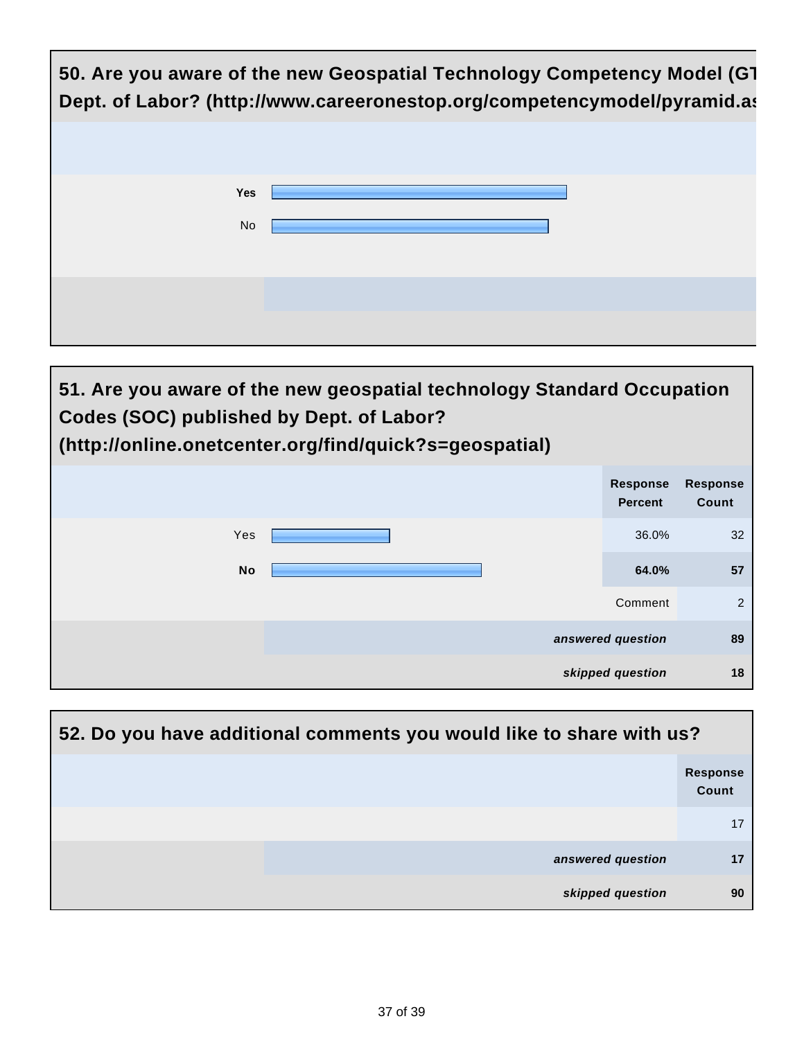## 50. Are you aware of the new Geospatial Technology Competency Model (GT Dept. of Labor? (http://www.careeronestop.org/competencymodel/pyramid.as

| | |
|---|---|
| **Yes** | |
| No | |

## 51. Are you aware of the new geospatial technology Standard Occupation Codes (SOC) published by Dept. of Labor? (http://online.onetcenter.org/find/quick?s=geospatial)

| | Response Percent | Response Count |
|---|---|---|
| Yes | 36.0% | 32 |
| **No** | **64.0%** | **57** |
| | Comment | 2 |
| | ***answered question*** | **89** |
| | ***skipped question*** | **18** |

## 52. Do you have additional comments you would like to share with us?

| | Response Count |
|---|---|
| | 17 |
| ***answered question*** | **17** |
| ***skipped question*** | **90** |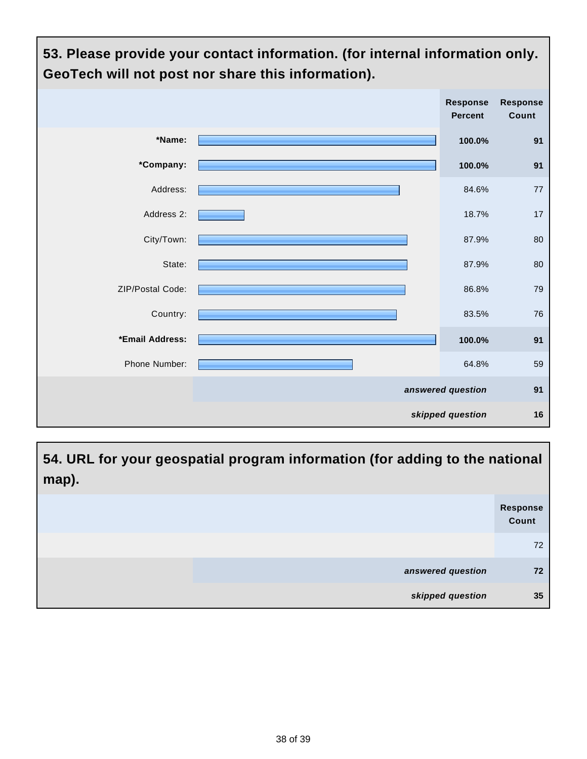## 53. Please provide your contact information. (for internal information only. GeoTech will not post nor share this information).

| | Response Percent | Response Count |
|---|---|---|
| **\*Name:** | **100.0%** | **91** |
| **\*Company:** | **100.0%** | **91** |
| Address: | 84.6% | 77 |
| Address 2: | 18.7% | 17 |
| City/Town: | 87.9% | 80 |
| State: | 87.9% | 80 |
| ZIP/Postal Code: | 86.8% | 79 |
| Country: | 83.5% | 76 |
| **\*Email Address:** | **100.0%** | **91** |
| Phone Number: | 64.8% | 59 |
| | ***answered question*** | **91** |
| | ***skipped question*** | **16** |

## 54. URL for your geospatial program information (for adding to the national map).

| | Response Count |
|---|---|
| | 72 |
| ***answered question*** | **72** |
| ***skipped question*** | **35** |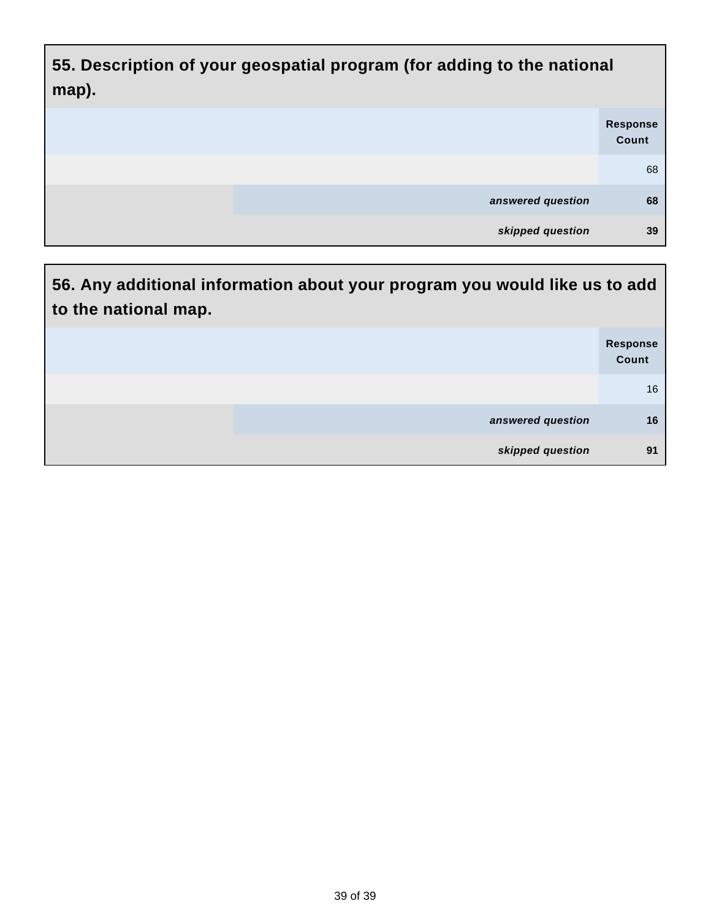## 55. Description of your geospatial program (for adding to the national map).

| | | Response Count |
|---|---|---|
| | | 68 |
| | *answered question* | **68** |
| | *skipped question* | **39** |

## 56. Any additional information about your program you would like us to add to the national map.

| | | Response Count |
|---|---|---|
| | | 16 |
| | *answered question* | **16** |
| | *skipped question* | **91** |